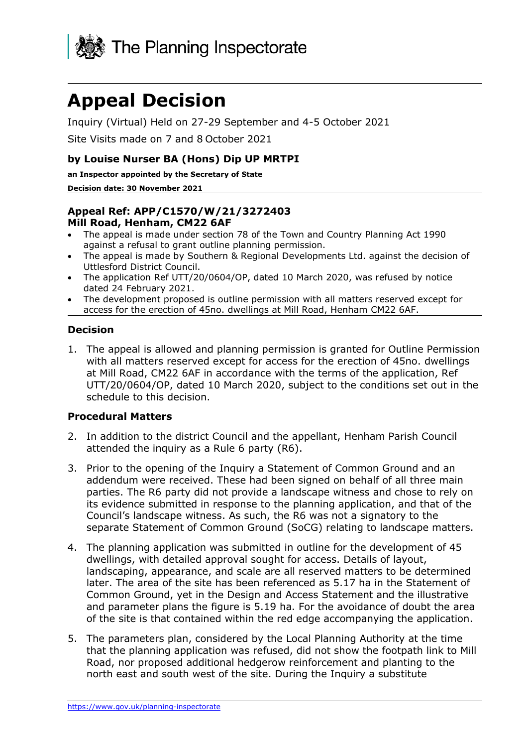The Planning Inspectorate

# Appeal Decision

Inquiry (Virtual) Held on 27-29 September and 4-5 October 2021

Site Visits made on 7 and 8 October 2021

### by Louise Nurser BA (Hons) Dip UP MRTPI

**an Inspector appointed by the Secretary of State**

**Decision date: 30 November 2021**

### Appeal Ref: APP/C1570/W/21/3272403
### Mill Road, Henham, CM22 6AF

- The appeal is made under section 78 of the Town and Country Planning Act 1990 against a refusal to grant outline planning permission.
- The appeal is made by Southern & Regional Developments Ltd. against the decision of Uttlesford District Council.
- The application Ref UTT/20/0604/OP, dated 10 March 2020, was refused by notice dated 24 February 2021.
- The development proposed is outline permission with all matters reserved except for access for the erection of 45no. dwellings at Mill Road, Henham CM22 6AF.

## Decision

1. The appeal is allowed and planning permission is granted for Outline Permission with all matters reserved except for access for the erection of 45no. dwellings at Mill Road, CM22 6AF in accordance with the terms of the application, Ref UTT/20/0604/OP, dated 10 March 2020, subject to the conditions set out in the schedule to this decision.

## Procedural Matters

2. In addition to the district Council and the appellant, Henham Parish Council attended the inquiry as a Rule 6 party (R6).

3. Prior to the opening of the Inquiry a Statement of Common Ground and an addendum were received. These had been signed on behalf of all three main parties. The R6 party did not provide a landscape witness and chose to rely on its evidence submitted in response to the planning application, and that of the Council's landscape witness. As such, the R6 was not a signatory to the separate Statement of Common Ground (SoCG) relating to landscape matters.

4. The planning application was submitted in outline for the development of 45 dwellings, with detailed approval sought for access. Details of layout, landscaping, appearance, and scale are all reserved matters to be determined later. The area of the site has been referenced as 5.17 ha in the Statement of Common Ground, yet in the Design and Access Statement and the illustrative and parameter plans the figure is 5.19 ha. For the avoidance of doubt the area of the site is that contained within the red edge accompanying the application.

5. The parameters plan, considered by the Local Planning Authority at the time that the planning application was refused, did not show the footpath link to Mill Road, nor proposed additional hedgerow reinforcement and planting to the north east and south west of the site. During the Inquiry a substitute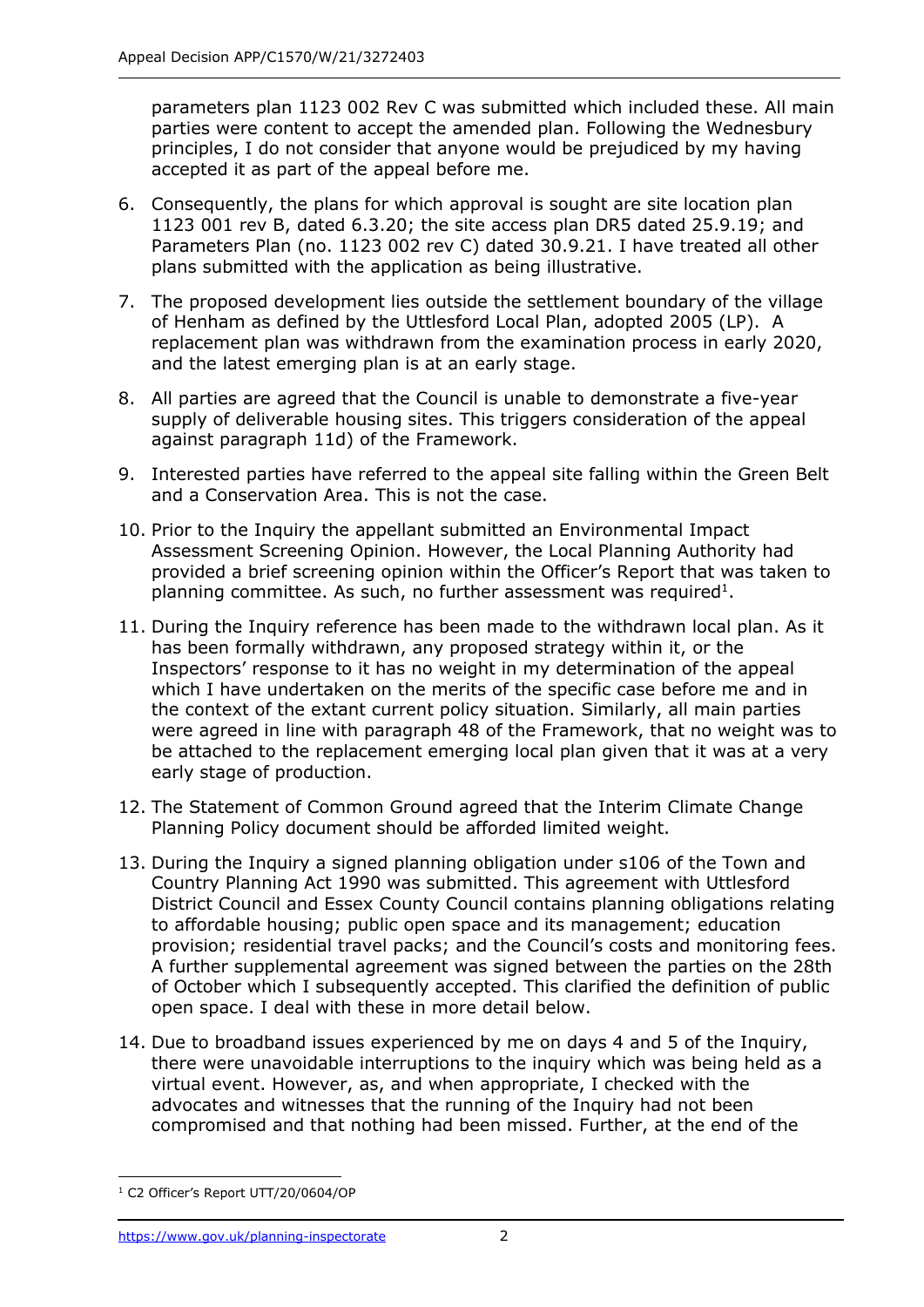parameters plan 1123 002 Rev C was submitted which included these. All main parties were content to accept the amended plan. Following the Wednesbury principles, I do not consider that anyone would be prejudiced by my having accepted it as part of the appeal before me.

6. Consequently, the plans for which approval is sought are site location plan 1123 001 rev B, dated 6.3.20; the site access plan DR5 dated 25.9.19; and Parameters Plan (no. 1123 002 rev C) dated 30.9.21. I have treated all other plans submitted with the application as being illustrative.

7. The proposed development lies outside the settlement boundary of the village of Henham as defined by the Uttlesford Local Plan, adopted 2005 (LP). A replacement plan was withdrawn from the examination process in early 2020, and the latest emerging plan is at an early stage.

8. All parties are agreed that the Council is unable to demonstrate a five-year supply of deliverable housing sites. This triggers consideration of the appeal against paragraph 11d) of the Framework.

9. Interested parties have referred to the appeal site falling within the Green Belt and a Conservation Area. This is not the case.

10. Prior to the Inquiry the appellant submitted an Environmental Impact Assessment Screening Opinion. However, the Local Planning Authority had provided a brief screening opinion within the Officer's Report that was taken to planning committee. As such, no further assessment was required[1].

11. During the Inquiry reference has been made to the withdrawn local plan. As it has been formally withdrawn, any proposed strategy within it, or the Inspectors' response to it has no weight in my determination of the appeal which I have undertaken on the merits of the specific case before me and in the context of the extant current policy situation. Similarly, all main parties were agreed in line with paragraph 48 of the Framework, that no weight was to be attached to the replacement emerging local plan given that it was at a very early stage of production.

12. The Statement of Common Ground agreed that the Interim Climate Change Planning Policy document should be afforded limited weight.

13. During the Inquiry a signed planning obligation under s106 of the Town and Country Planning Act 1990 was submitted. This agreement with Uttlesford District Council and Essex County Council contains planning obligations relating to affordable housing; public open space and its management; education provision; residential travel packs; and the Council's costs and monitoring fees. A further supplemental agreement was signed between the parties on the 28th of October which I subsequently accepted. This clarified the definition of public open space. I deal with these in more detail below.

14. Due to broadband issues experienced by me on days 4 and 5 of the Inquiry, there were unavoidable interruptions to the inquiry which was being held as a virtual event. However, as, and when appropriate, I checked with the advocates and witnesses that the running of the Inquiry had not been compromised and that nothing had been missed. Further, at the end of the

[1] C2 Officer's Report UTT/20/0604/OP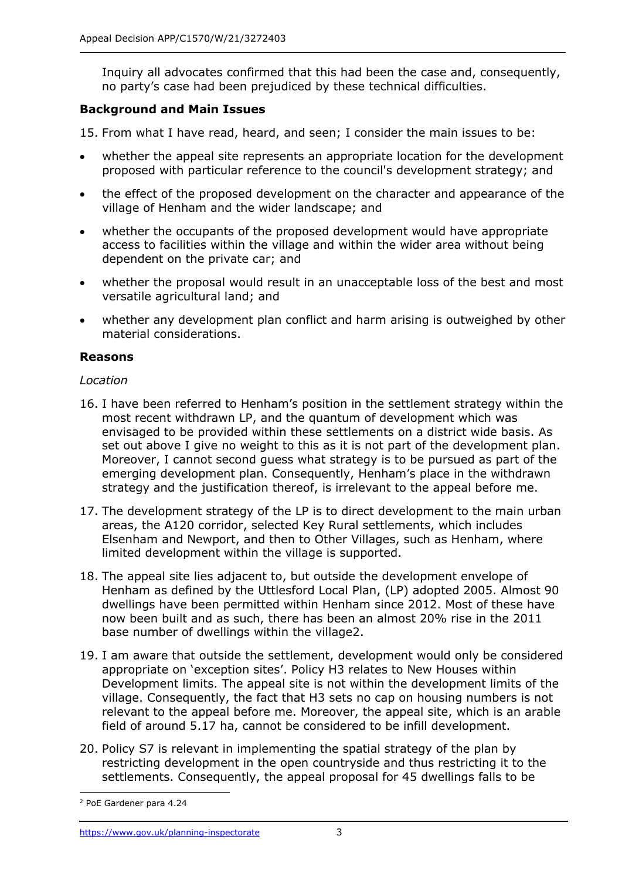Inquiry all advocates confirmed that this had been the case and, consequently, no party's case had been prejudiced by these technical difficulties.

### Background and Main Issues

15. From what I have read, heard, and seen; I consider the main issues to be:

- whether the appeal site represents an appropriate location for the development proposed with particular reference to the council's development strategy; and
- the effect of the proposed development on the character and appearance of the village of Henham and the wider landscape; and
- whether the occupants of the proposed development would have appropriate access to facilities within the village and within the wider area without being dependent on the private car; and
- whether the proposal would result in an unacceptable loss of the best and most versatile agricultural land; and
- whether any development plan conflict and harm arising is outweighed by other material considerations.

### Reasons

*Location*

16. I have been referred to Henham's position in the settlement strategy within the most recent withdrawn LP, and the quantum of development which was envisaged to be provided within these settlements on a district wide basis. As set out above I give no weight to this as it is not part of the development plan. Moreover, I cannot second guess what strategy is to be pursued as part of the emerging development plan. Consequently, Henham's place in the withdrawn strategy and the justification thereof, is irrelevant to the appeal before me.

17. The development strategy of the LP is to direct development to the main urban areas, the A120 corridor, selected Key Rural settlements, which includes Elsenham and Newport, and then to Other Villages, such as Henham, where limited development within the village is supported.

18. The appeal site lies adjacent to, but outside the development envelope of Henham as defined by the Uttlesford Local Plan, (LP) adopted 2005. Almost 90 dwellings have been permitted within Henham since 2012. Most of these have now been built and as such, there has been an almost 20% rise in the 2011 base number of dwellings within the village[2].

19. I am aware that outside the settlement, development would only be considered appropriate on 'exception sites'. Policy H3 relates to New Houses within Development limits. The appeal site is not within the development limits of the village. Consequently, the fact that H3 sets no cap on housing numbers is not relevant to the appeal before me. Moreover, the appeal site, which is an arable field of around 5.17 ha, cannot be considered to be infill development.

20. Policy S7 is relevant in implementing the spatial strategy of the plan by restricting development in the open countryside and thus restricting it to the settlements. Consequently, the appeal proposal for 45 dwellings falls to be

[2] PoE Gardener para 4.24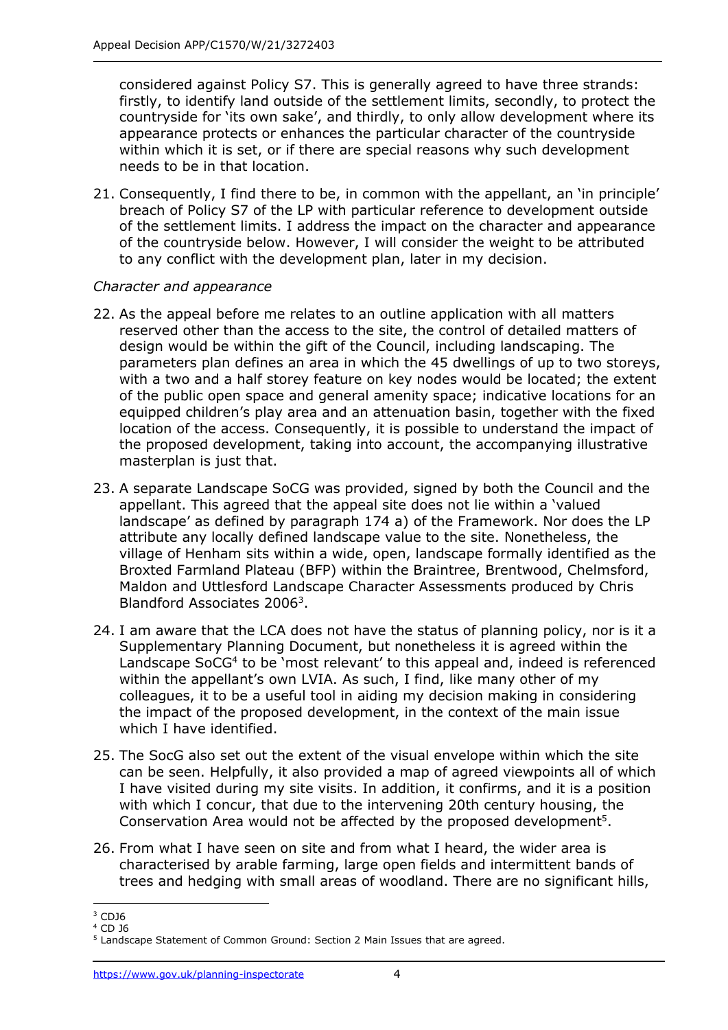considered against Policy S7. This is generally agreed to have three strands: firstly, to identify land outside of the settlement limits, secondly, to protect the countryside for 'its own sake', and thirdly, to only allow development where its appearance protects or enhances the particular character of the countryside within which it is set, or if there are special reasons why such development needs to be in that location.

21. Consequently, I find there to be, in common with the appellant, an 'in principle' breach of Policy S7 of the LP with particular reference to development outside of the settlement limits. I address the impact on the character and appearance of the countryside below. However, I will consider the weight to be attributed to any conflict with the development plan, later in my decision.

*Character and appearance*

22. As the appeal before me relates to an outline application with all matters reserved other than the access to the site, the control of detailed matters of design would be within the gift of the Council, including landscaping. The parameters plan defines an area in which the 45 dwellings of up to two storeys, with a two and a half storey feature on key nodes would be located; the extent of the public open space and general amenity space; indicative locations for an equipped children's play area and an attenuation basin, together with the fixed location of the access. Consequently, it is possible to understand the impact of the proposed development, taking into account, the accompanying illustrative masterplan is just that.

23. A separate Landscape SoCG was provided, signed by both the Council and the appellant. This agreed that the appeal site does not lie within a 'valued landscape' as defined by paragraph 174 a) of the Framework. Nor does the LP attribute any locally defined landscape value to the site. Nonetheless, the village of Henham sits within a wide, open, landscape formally identified as the Broxted Farmland Plateau (BFP) within the Braintree, Brentwood, Chelmsford, Maldon and Uttlesford Landscape Character Assessments produced by Chris Blandford Associates 2006[3].

24. I am aware that the LCA does not have the status of planning policy, nor is it a Supplementary Planning Document, but nonetheless it is agreed within the Landscape SoCG[4] to be 'most relevant' to this appeal and, indeed is referenced within the appellant's own LVIA. As such, I find, like many other of my colleagues, it to be a useful tool in aiding my decision making in considering the impact of the proposed development, in the context of the main issue which I have identified.

25. The SocG also set out the extent of the visual envelope within which the site can be seen. Helpfully, it also provided a map of agreed viewpoints all of which I have visited during my site visits. In addition, it confirms, and it is a position with which I concur, that due to the intervening 20th century housing, the Conservation Area would not be affected by the proposed development[5].

26. From what I have seen on site and from what I heard, the wider area is characterised by arable farming, large open fields and intermittent bands of trees and hedging with small areas of woodland. There are no significant hills,

[3] CDJ6
[4] CD J6
[5] Landscape Statement of Common Ground: Section 2 Main Issues that are agreed.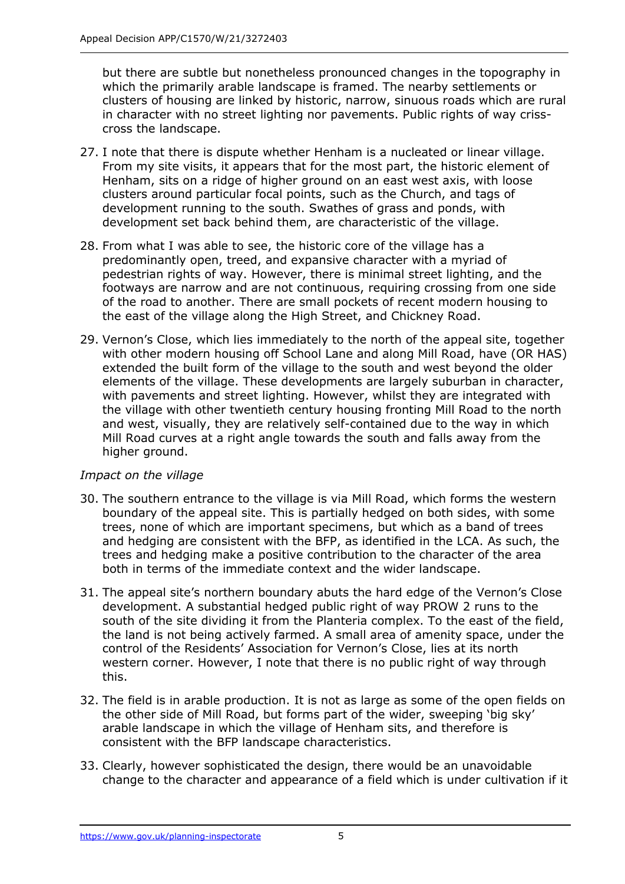but there are subtle but nonetheless pronounced changes in the topography in which the primarily arable landscape is framed. The nearby settlements or clusters of housing are linked by historic, narrow, sinuous roads which are rural in character with no street lighting nor pavements. Public rights of way criss-cross the landscape.

27. I note that there is dispute whether Henham is a nucleated or linear village. From my site visits, it appears that for the most part, the historic element of Henham, sits on a ridge of higher ground on an east west axis, with loose clusters around particular focal points, such as the Church, and tags of development running to the south. Swathes of grass and ponds, with development set back behind them, are characteristic of the village.

28. From what I was able to see, the historic core of the village has a predominantly open, treed, and expansive character with a myriad of pedestrian rights of way. However, there is minimal street lighting, and the footways are narrow and are not continuous, requiring crossing from one side of the road to another. There are small pockets of recent modern housing to the east of the village along the High Street, and Chickney Road.

29. Vernon's Close, which lies immediately to the north of the appeal site, together with other modern housing off School Lane and along Mill Road, have (OR HAS) extended the built form of the village to the south and west beyond the older elements of the village. These developments are largely suburban in character, with pavements and street lighting. However, whilst they are integrated with the village with other twentieth century housing fronting Mill Road to the north and west, visually, they are relatively self-contained due to the way in which Mill Road curves at a right angle towards the south and falls away from the higher ground.

*Impact on the village*

30. The southern entrance to the village is via Mill Road, which forms the western boundary of the appeal site. This is partially hedged on both sides, with some trees, none of which are important specimens, but which as a band of trees and hedging are consistent with the BFP, as identified in the LCA. As such, the trees and hedging make a positive contribution to the character of the area both in terms of the immediate context and the wider landscape.

31. The appeal site's northern boundary abuts the hard edge of the Vernon's Close development. A substantial hedged public right of way PROW 2 runs to the south of the site dividing it from the Planteria complex. To the east of the field, the land is not being actively farmed. A small area of amenity space, under the control of the Residents' Association for Vernon's Close, lies at its north western corner. However, I note that there is no public right of way through this.

32. The field is in arable production. It is not as large as some of the open fields on the other side of Mill Road, but forms part of the wider, sweeping 'big sky' arable landscape in which the village of Henham sits, and therefore is consistent with the BFP landscape characteristics.

33. Clearly, however sophisticated the design, there would be an unavoidable change to the character and appearance of a field which is under cultivation if it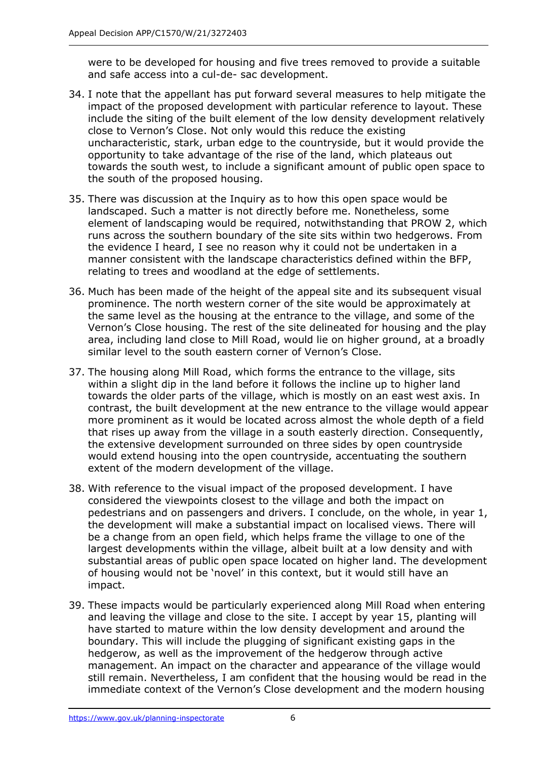were to be developed for housing and five trees removed to provide a suitable and safe access into a cul-de- sac development.

34. I note that the appellant has put forward several measures to help mitigate the impact of the proposed development with particular reference to layout. These include the siting of the built element of the low density development relatively close to Vernon's Close. Not only would this reduce the existing uncharacteristic, stark, urban edge to the countryside, but it would provide the opportunity to take advantage of the rise of the land, which plateaus out towards the south west, to include a significant amount of public open space to the south of the proposed housing.

35. There was discussion at the Inquiry as to how this open space would be landscaped. Such a matter is not directly before me. Nonetheless, some element of landscaping would be required, notwithstanding that PROW 2, which runs across the southern boundary of the site sits within two hedgerows. From the evidence I heard, I see no reason why it could not be undertaken in a manner consistent with the landscape characteristics defined within the BFP, relating to trees and woodland at the edge of settlements.

36. Much has been made of the height of the appeal site and its subsequent visual prominence. The north western corner of the site would be approximately at the same level as the housing at the entrance to the village, and some of the Vernon's Close housing. The rest of the site delineated for housing and the play area, including land close to Mill Road, would lie on higher ground, at a broadly similar level to the south eastern corner of Vernon's Close.

37. The housing along Mill Road, which forms the entrance to the village, sits within a slight dip in the land before it follows the incline up to higher land towards the older parts of the village, which is mostly on an east west axis. In contrast, the built development at the new entrance to the village would appear more prominent as it would be located across almost the whole depth of a field that rises up away from the village in a south easterly direction. Consequently, the extensive development surrounded on three sides by open countryside would extend housing into the open countryside, accentuating the southern extent of the modern development of the village.

38. With reference to the visual impact of the proposed development. I have considered the viewpoints closest to the village and both the impact on pedestrians and on passengers and drivers. I conclude, on the whole, in year 1, the development will make a substantial impact on localised views. There will be a change from an open field, which helps frame the village to one of the largest developments within the village, albeit built at a low density and with substantial areas of public open space located on higher land. The development of housing would not be 'novel' in this context, but it would still have an impact.

39. These impacts would be particularly experienced along Mill Road when entering and leaving the village and close to the site. I accept by year 15, planting will have started to mature within the low density development and around the boundary. This will include the plugging of significant existing gaps in the hedgerow, as well as the improvement of the hedgerow through active management. An impact on the character and appearance of the village would still remain. Nevertheless, I am confident that the housing would be read in the immediate context of the Vernon's Close development and the modern housing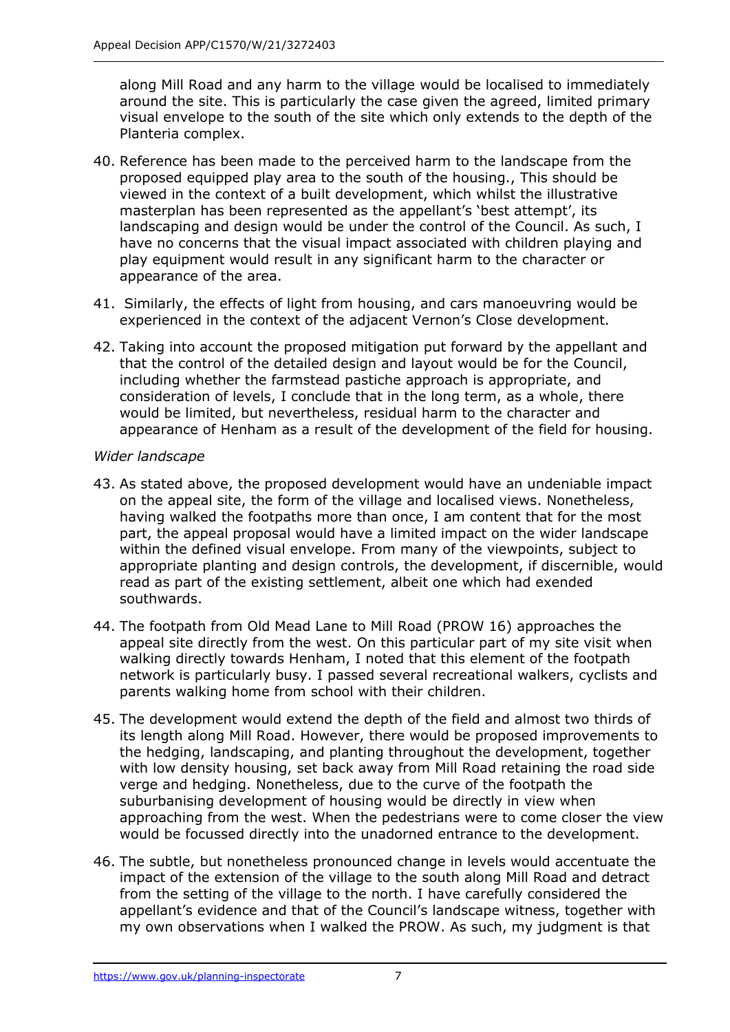along Mill Road and any harm to the village would be localised to immediately around the site. This is particularly the case given the agreed, limited primary visual envelope to the south of the site which only extends to the depth of the Planteria complex.

40. Reference has been made to the perceived harm to the landscape from the proposed equipped play area to the south of the housing., This should be viewed in the context of a built development, which whilst the illustrative masterplan has been represented as the appellant's 'best attempt', its landscaping and design would be under the control of the Council. As such, I have no concerns that the visual impact associated with children playing and play equipment would result in any significant harm to the character or appearance of the area.

41. Similarly, the effects of light from housing, and cars manoeuvring would be experienced in the context of the adjacent Vernon's Close development.

42. Taking into account the proposed mitigation put forward by the appellant and that the control of the detailed design and layout would be for the Council, including whether the farmstead pastiche approach is appropriate, and consideration of levels, I conclude that in the long term, as a whole, there would be limited, but nevertheless, residual harm to the character and appearance of Henham as a result of the development of the field for housing.

*Wider landscape*

43. As stated above, the proposed development would have an undeniable impact on the appeal site, the form of the village and localised views. Nonetheless, having walked the footpaths more than once, I am content that for the most part, the appeal proposal would have a limited impact on the wider landscape within the defined visual envelope. From many of the viewpoints, subject to appropriate planting and design controls, the development, if discernible, would read as part of the existing settlement, albeit one which had exended southwards.

44. The footpath from Old Mead Lane to Mill Road (PROW 16) approaches the appeal site directly from the west. On this particular part of my site visit when walking directly towards Henham, I noted that this element of the footpath network is particularly busy. I passed several recreational walkers, cyclists and parents walking home from school with their children.

45. The development would extend the depth of the field and almost two thirds of its length along Mill Road. However, there would be proposed improvements to the hedging, landscaping, and planting throughout the development, together with low density housing, set back away from Mill Road retaining the road side verge and hedging. Nonetheless, due to the curve of the footpath the suburbanising development of housing would be directly in view when approaching from the west. When the pedestrians were to come closer the view would be focussed directly into the unadorned entrance to the development.

46. The subtle, but nonetheless pronounced change in levels would accentuate the impact of the extension of the village to the south along Mill Road and detract from the setting of the village to the north. I have carefully considered the appellant's evidence and that of the Council's landscape witness, together with my own observations when I walked the PROW. As such, my judgment is that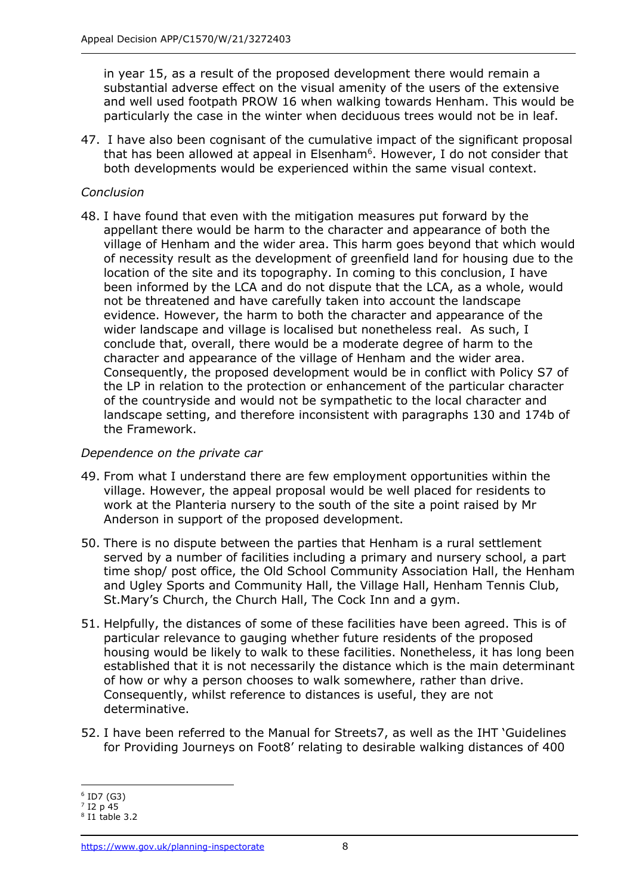in year 15, as a result of the proposed development there would remain a substantial adverse effect on the visual amenity of the users of the extensive and well used footpath PROW 16 when walking towards Henham. This would be particularly the case in the winter when deciduous trees would not be in leaf.

47. I have also been cognisant of the cumulative impact of the significant proposal that has been allowed at appeal in Elsenham[6]. However, I do not consider that both developments would be experienced within the same visual context.

*Conclusion*

48. I have found that even with the mitigation measures put forward by the appellant there would be harm to the character and appearance of both the village of Henham and the wider area. This harm goes beyond that which would of necessity result as the development of greenfield land for housing due to the location of the site and its topography. In coming to this conclusion, I have been informed by the LCA and do not dispute that the LCA, as a whole, would not be threatened and have carefully taken into account the landscape evidence. However, the harm to both the character and appearance of the wider landscape and village is localised but nonetheless real. As such, I conclude that, overall, there would be a moderate degree of harm to the character and appearance of the village of Henham and the wider area. Consequently, the proposed development would be in conflict with Policy S7 of the LP in relation to the protection or enhancement of the particular character of the countryside and would not be sympathetic to the local character and landscape setting, and therefore inconsistent with paragraphs 130 and 174b of the Framework.

*Dependence on the private car*

49. From what I understand there are few employment opportunities within the village. However, the appeal proposal would be well placed for residents to work at the Planteria nursery to the south of the site a point raised by Mr Anderson in support of the proposed development.

50. There is no dispute between the parties that Henham is a rural settlement served by a number of facilities including a primary and nursery school, a part time shop/ post office, the Old School Community Association Hall, the Henham and Ugley Sports and Community Hall, the Village Hall, Henham Tennis Club, St.Mary's Church, the Church Hall, The Cock Inn and a gym.

51. Helpfully, the distances of some of these facilities have been agreed. This is of particular relevance to gauging whether future residents of the proposed housing would be likely to walk to these facilities. Nonetheless, it has long been established that it is not necessarily the distance which is the main determinant of how or why a person chooses to walk somewhere, rather than drive. Consequently, whilst reference to distances is useful, they are not determinative.

52. I have been referred to the Manual for Streets[7], as well as the IHT 'Guidelines for Providing Journeys on Foot[8]' relating to desirable walking distances of 400

---

[6] ID7 (G3)
[7] I2 p 45
[8] I1 table 3.2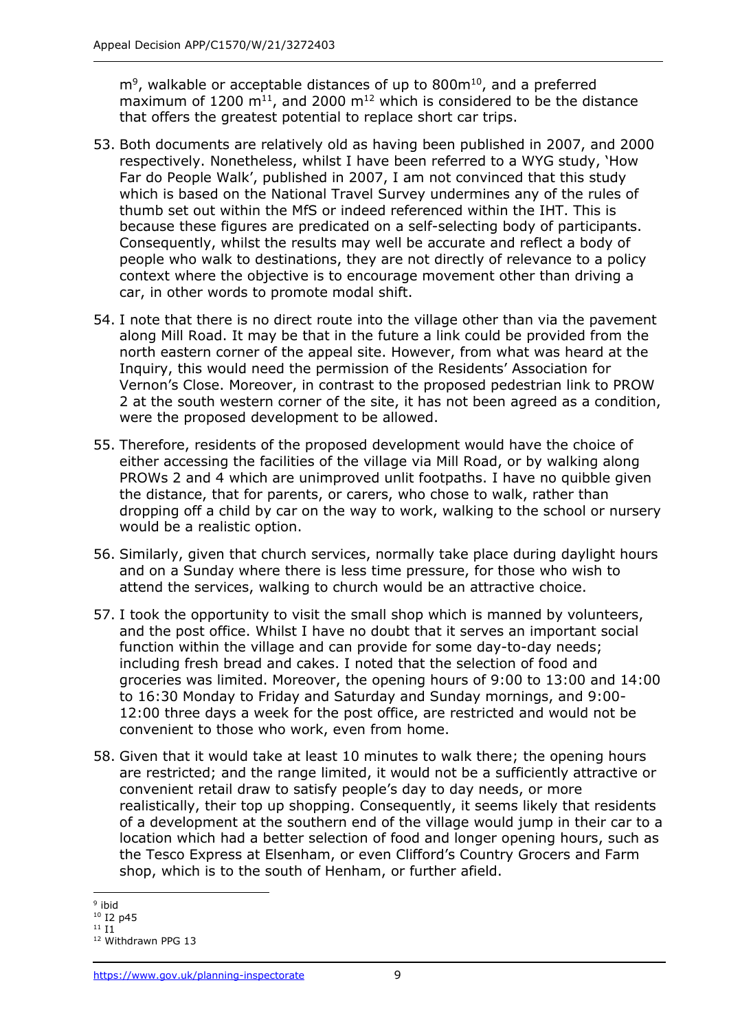m[9], walkable or acceptable distances of up to 800m[10], and a preferred maximum of 1200 m[11], and 2000 m[12] which is considered to be the distance that offers the greatest potential to replace short car trips.

53. Both documents are relatively old as having been published in 2007, and 2000 respectively. Nonetheless, whilst I have been referred to a WYG study, 'How Far do People Walk', published in 2007, I am not convinced that this study which is based on the National Travel Survey undermines any of the rules of thumb set out within the MfS or indeed referenced within the IHT. This is because these figures are predicated on a self-selecting body of participants. Consequently, whilst the results may well be accurate and reflect a body of people who walk to destinations, they are not directly of relevance to a policy context where the objective is to encourage movement other than driving a car, in other words to promote modal shift.

54. I note that there is no direct route into the village other than via the pavement along Mill Road. It may be that in the future a link could be provided from the north eastern corner of the appeal site. However, from what was heard at the Inquiry, this would need the permission of the Residents' Association for Vernon's Close. Moreover, in contrast to the proposed pedestrian link to PROW 2 at the south western corner of the site, it has not been agreed as a condition, were the proposed development to be allowed.

55. Therefore, residents of the proposed development would have the choice of either accessing the facilities of the village via Mill Road, or by walking along PROWs 2 and 4 which are unimproved unlit footpaths. I have no quibble given the distance, that for parents, or carers, who chose to walk, rather than dropping off a child by car on the way to work, walking to the school or nursery would be a realistic option.

56. Similarly, given that church services, normally take place during daylight hours and on a Sunday where there is less time pressure, for those who wish to attend the services, walking to church would be an attractive choice.

57. I took the opportunity to visit the small shop which is manned by volunteers, and the post office. Whilst I have no doubt that it serves an important social function within the village and can provide for some day-to-day needs; including fresh bread and cakes. I noted that the selection of food and groceries was limited. Moreover, the opening hours of 9:00 to 13:00 and 14:00 to 16:30 Monday to Friday and Saturday and Sunday mornings, and 9:00-12:00 three days a week for the post office, are restricted and would not be convenient to those who work, even from home.

58. Given that it would take at least 10 minutes to walk there; the opening hours are restricted; and the range limited, it would not be a sufficiently attractive or convenient retail draw to satisfy people's day to day needs, or more realistically, their top up shopping. Consequently, it seems likely that residents of a development at the southern end of the village would jump in their car to a location which had a better selection of food and longer opening hours, such as the Tesco Express at Elsenham, or even Clifford's Country Grocers and Farm shop, which is to the south of Henham, or further afield.

---

[9] ibid

[10] I2 p45

[11] I1

[12] Withdrawn PPG 13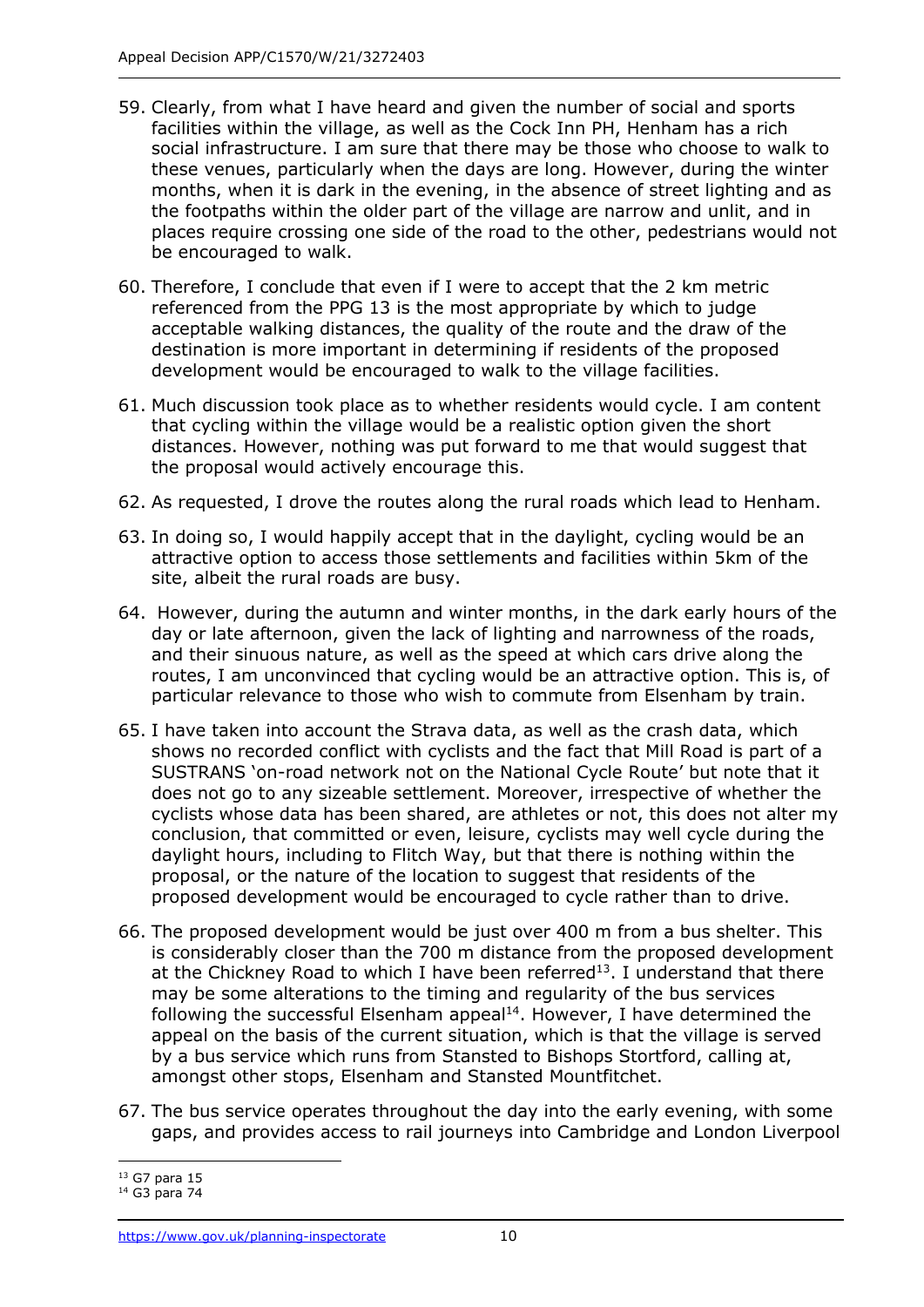59. Clearly, from what I have heard and given the number of social and sports facilities within the village, as well as the Cock Inn PH, Henham has a rich social infrastructure. I am sure that there may be those who choose to walk to these venues, particularly when the days are long. However, during the winter months, when it is dark in the evening, in the absence of street lighting and as the footpaths within the older part of the village are narrow and unlit, and in places require crossing one side of the road to the other, pedestrians would not be encouraged to walk.

60. Therefore, I conclude that even if I were to accept that the 2 km metric referenced from the PPG 13 is the most appropriate by which to judge acceptable walking distances, the quality of the route and the draw of the destination is more important in determining if residents of the proposed development would be encouraged to walk to the village facilities.

61. Much discussion took place as to whether residents would cycle. I am content that cycling within the village would be a realistic option given the short distances. However, nothing was put forward to me that would suggest that the proposal would actively encourage this.

62. As requested, I drove the routes along the rural roads which lead to Henham.

63. In doing so, I would happily accept that in the daylight, cycling would be an attractive option to access those settlements and facilities within 5km of the site, albeit the rural roads are busy.

64. However, during the autumn and winter months, in the dark early hours of the day or late afternoon, given the lack of lighting and narrowness of the roads, and their sinuous nature, as well as the speed at which cars drive along the routes, I am unconvinced that cycling would be an attractive option. This is, of particular relevance to those who wish to commute from Elsenham by train.

65. I have taken into account the Strava data, as well as the crash data, which shows no recorded conflict with cyclists and the fact that Mill Road is part of a SUSTRANS 'on-road network not on the National Cycle Route' but note that it does not go to any sizeable settlement. Moreover, irrespective of whether the cyclists whose data has been shared, are athletes or not, this does not alter my conclusion, that committed or even, leisure, cyclists may well cycle during the daylight hours, including to Flitch Way, but that there is nothing within the proposal, or the nature of the location to suggest that residents of the proposed development would be encouraged to cycle rather than to drive.

66. The proposed development would be just over 400 m from a bus shelter. This is considerably closer than the 700 m distance from the proposed development at the Chickney Road to which I have been referred[13]. I understand that there may be some alterations to the timing and regularity of the bus services following the successful Elsenham appeal[14]. However, I have determined the appeal on the basis of the current situation, which is that the village is served by a bus service which runs from Stansted to Bishops Stortford, calling at, amongst other stops, Elsenham and Stansted Mountfitchet.

67. The bus service operates throughout the day into the early evening, with some gaps, and provides access to rail journeys into Cambridge and London Liverpool

---

[13] G7 para 15

[14] G3 para 74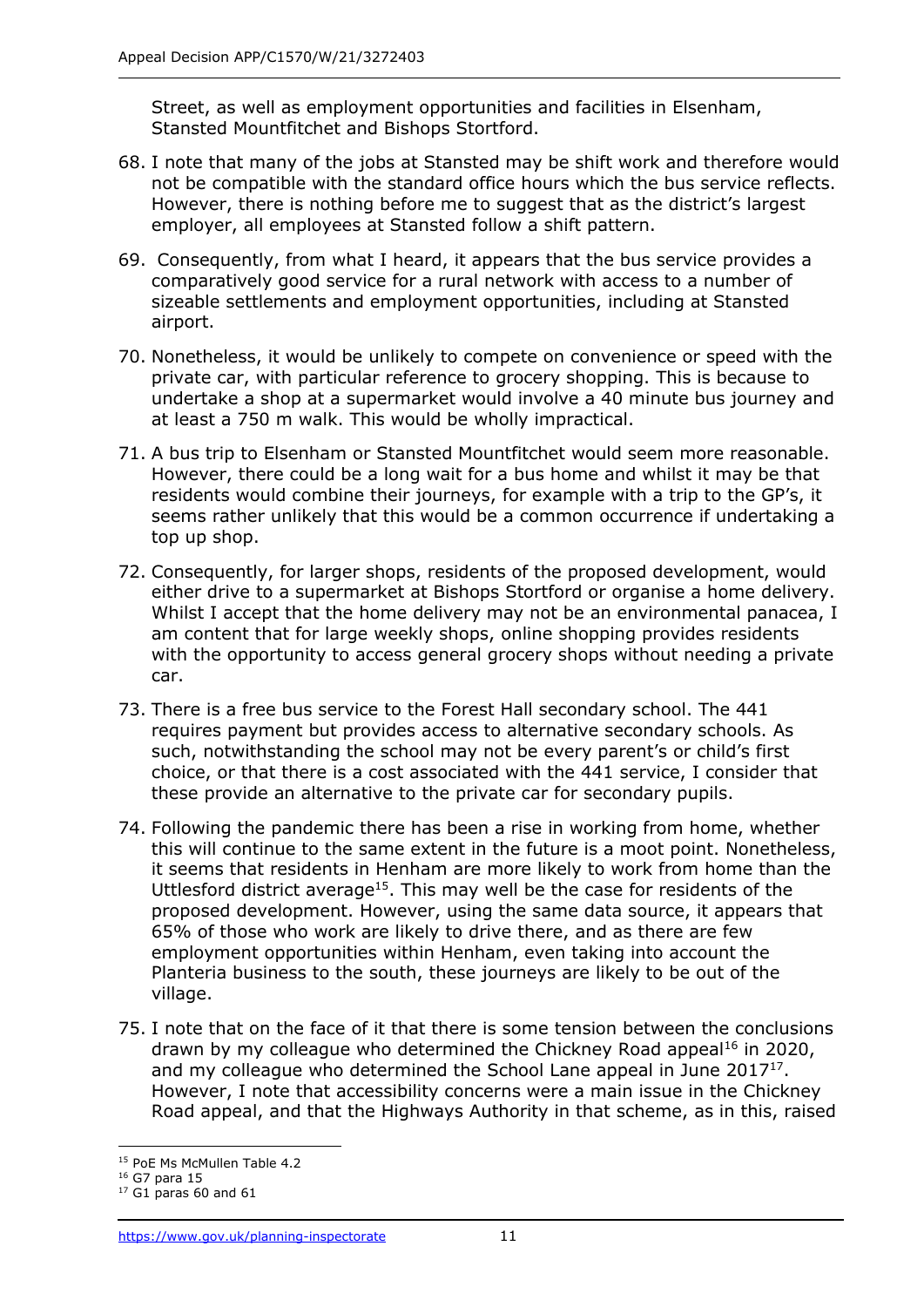Street, as well as employment opportunities and facilities in Elsenham, Stansted Mountfitchet and Bishops Stortford.

68. I note that many of the jobs at Stansted may be shift work and therefore would not be compatible with the standard office hours which the bus service reflects. However, there is nothing before me to suggest that as the district's largest employer, all employees at Stansted follow a shift pattern.

69. Consequently, from what I heard, it appears that the bus service provides a comparatively good service for a rural network with access to a number of sizeable settlements and employment opportunities, including at Stansted airport.

70. Nonetheless, it would be unlikely to compete on convenience or speed with the private car, with particular reference to grocery shopping. This is because to undertake a shop at a supermarket would involve a 40 minute bus journey and at least a 750 m walk. This would be wholly impractical.

71. A bus trip to Elsenham or Stansted Mountfitchet would seem more reasonable. However, there could be a long wait for a bus home and whilst it may be that residents would combine their journeys, for example with a trip to the GP's, it seems rather unlikely that this would be a common occurrence if undertaking a top up shop.

72. Consequently, for larger shops, residents of the proposed development, would either drive to a supermarket at Bishops Stortford or organise a home delivery. Whilst I accept that the home delivery may not be an environmental panacea, I am content that for large weekly shops, online shopping provides residents with the opportunity to access general grocery shops without needing a private car.

73. There is a free bus service to the Forest Hall secondary school. The 441 requires payment but provides access to alternative secondary schools. As such, notwithstanding the school may not be every parent's or child's first choice, or that there is a cost associated with the 441 service, I consider that these provide an alternative to the private car for secondary pupils.

74. Following the pandemic there has been a rise in working from home, whether this will continue to the same extent in the future is a moot point. Nonetheless, it seems that residents in Henham are more likely to work from home than the Uttlesford district average[15]. This may well be the case for residents of the proposed development. However, using the same data source, it appears that 65% of those who work are likely to drive there, and as there are few employment opportunities within Henham, even taking into account the Planteria business to the south, these journeys are likely to be out of the village.

75. I note that on the face of it that there is some tension between the conclusions drawn by my colleague who determined the Chickney Road appeal[16] in 2020, and my colleague who determined the School Lane appeal in June 2017[17]. However, I note that accessibility concerns were a main issue in the Chickney Road appeal, and that the Highways Authority in that scheme, as in this, raised

---

[15] PoE Ms McMullen Table 4.2

[16] G7 para 15

[17] G1 paras 60 and 61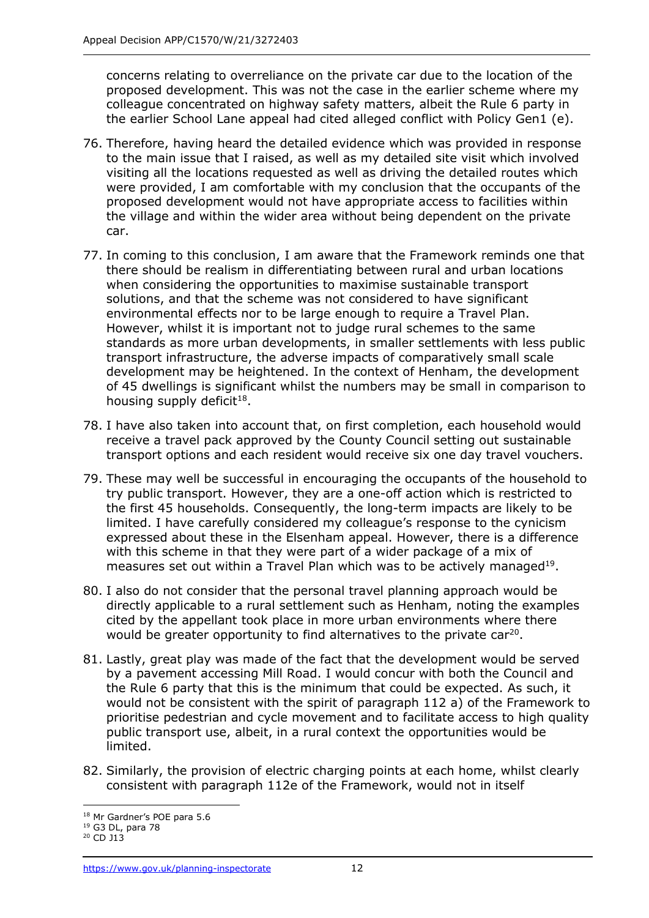concerns relating to overreliance on the private car due to the location of the proposed development. This was not the case in the earlier scheme where my colleague concentrated on highway safety matters, albeit the Rule 6 party in the earlier School Lane appeal had cited alleged conflict with Policy Gen1 (e).

76. Therefore, having heard the detailed evidence which was provided in response to the main issue that I raised, as well as my detailed site visit which involved visiting all the locations requested as well as driving the detailed routes which were provided, I am comfortable with my conclusion that the occupants of the proposed development would not have appropriate access to facilities within the village and within the wider area without being dependent on the private car.

77. In coming to this conclusion, I am aware that the Framework reminds one that there should be realism in differentiating between rural and urban locations when considering the opportunities to maximise sustainable transport solutions, and that the scheme was not considered to have significant environmental effects nor to be large enough to require a Travel Plan. However, whilst it is important not to judge rural schemes to the same standards as more urban developments, in smaller settlements with less public transport infrastructure, the adverse impacts of comparatively small scale development may be heightened. In the context of Henham, the development of 45 dwellings is significant whilst the numbers may be small in comparison to housing supply deficit[18].

78. I have also taken into account that, on first completion, each household would receive a travel pack approved by the County Council setting out sustainable transport options and each resident would receive six one day travel vouchers.

79. These may well be successful in encouraging the occupants of the household to try public transport. However, they are a one-off action which is restricted to the first 45 households. Consequently, the long-term impacts are likely to be limited. I have carefully considered my colleague's response to the cynicism expressed about these in the Elsenham appeal. However, there is a difference with this scheme in that they were part of a wider package of a mix of measures set out within a Travel Plan which was to be actively managed[19].

80. I also do not consider that the personal travel planning approach would be directly applicable to a rural settlement such as Henham, noting the examples cited by the appellant took place in more urban environments where there would be greater opportunity to find alternatives to the private car[20].

81. Lastly, great play was made of the fact that the development would be served by a pavement accessing Mill Road. I would concur with both the Council and the Rule 6 party that this is the minimum that could be expected. As such, it would not be consistent with the spirit of paragraph 112 a) of the Framework to prioritise pedestrian and cycle movement and to facilitate access to high quality public transport use, albeit, in a rural context the opportunities would be limited.

82. Similarly, the provision of electric charging points at each home, whilst clearly consistent with paragraph 112e of the Framework, would not in itself

---

[18] Mr Gardner's POE para 5.6

[19] G3 DL, para 78

[20] CD J13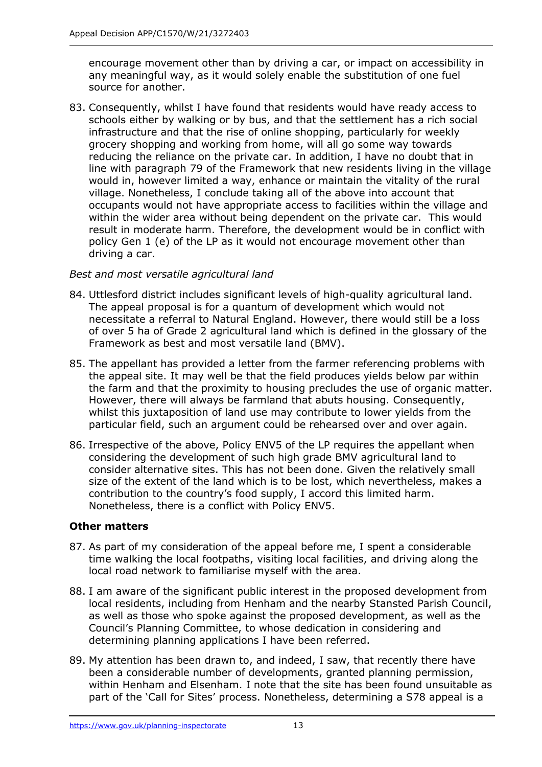encourage movement other than by driving a car, or impact on accessibility in any meaningful way, as it would solely enable the substitution of one fuel source for another.

83. Consequently, whilst I have found that residents would have ready access to schools either by walking or by bus, and that the settlement has a rich social infrastructure and that the rise of online shopping, particularly for weekly grocery shopping and working from home, will all go some way towards reducing the reliance on the private car. In addition, I have no doubt that in line with paragraph 79 of the Framework that new residents living in the village would in, however limited a way, enhance or maintain the vitality of the rural village. Nonetheless, I conclude taking all of the above into account that occupants would not have appropriate access to facilities within the village and within the wider area without being dependent on the private car. This would result in moderate harm. Therefore, the development would be in conflict with policy Gen 1 (e) of the LP as it would not encourage movement other than driving a car.

*Best and most versatile agricultural land*

84. Uttlesford district includes significant levels of high-quality agricultural land. The appeal proposal is for a quantum of development which would not necessitate a referral to Natural England. However, there would still be a loss of over 5 ha of Grade 2 agricultural land which is defined in the glossary of the Framework as best and most versatile land (BMV).

85. The appellant has provided a letter from the farmer referencing problems with the appeal site. It may well be that the field produces yields below par within the farm and that the proximity to housing precludes the use of organic matter. However, there will always be farmland that abuts housing. Consequently, whilst this juxtaposition of land use may contribute to lower yields from the particular field, such an argument could be rehearsed over and over again.

86. Irrespective of the above, Policy ENV5 of the LP requires the appellant when considering the development of such high grade BMV agricultural land to consider alternative sites. This has not been done. Given the relatively small size of the extent of the land which is to be lost, which nevertheless, makes a contribution to the country's food supply, I accord this limited harm. Nonetheless, there is a conflict with Policy ENV5.

## Other matters

87. As part of my consideration of the appeal before me, I spent a considerable time walking the local footpaths, visiting local facilities, and driving along the local road network to familiarise myself with the area.

88. I am aware of the significant public interest in the proposed development from local residents, including from Henham and the nearby Stansted Parish Council, as well as those who spoke against the proposed development, as well as the Council's Planning Committee, to whose dedication in considering and determining planning applications I have been referred.

89. My attention has been drawn to, and indeed, I saw, that recently there have been a considerable number of developments, granted planning permission, within Henham and Elsenham. I note that the site has been found unsuitable as part of the 'Call for Sites' process. Nonetheless, determining a S78 appeal is a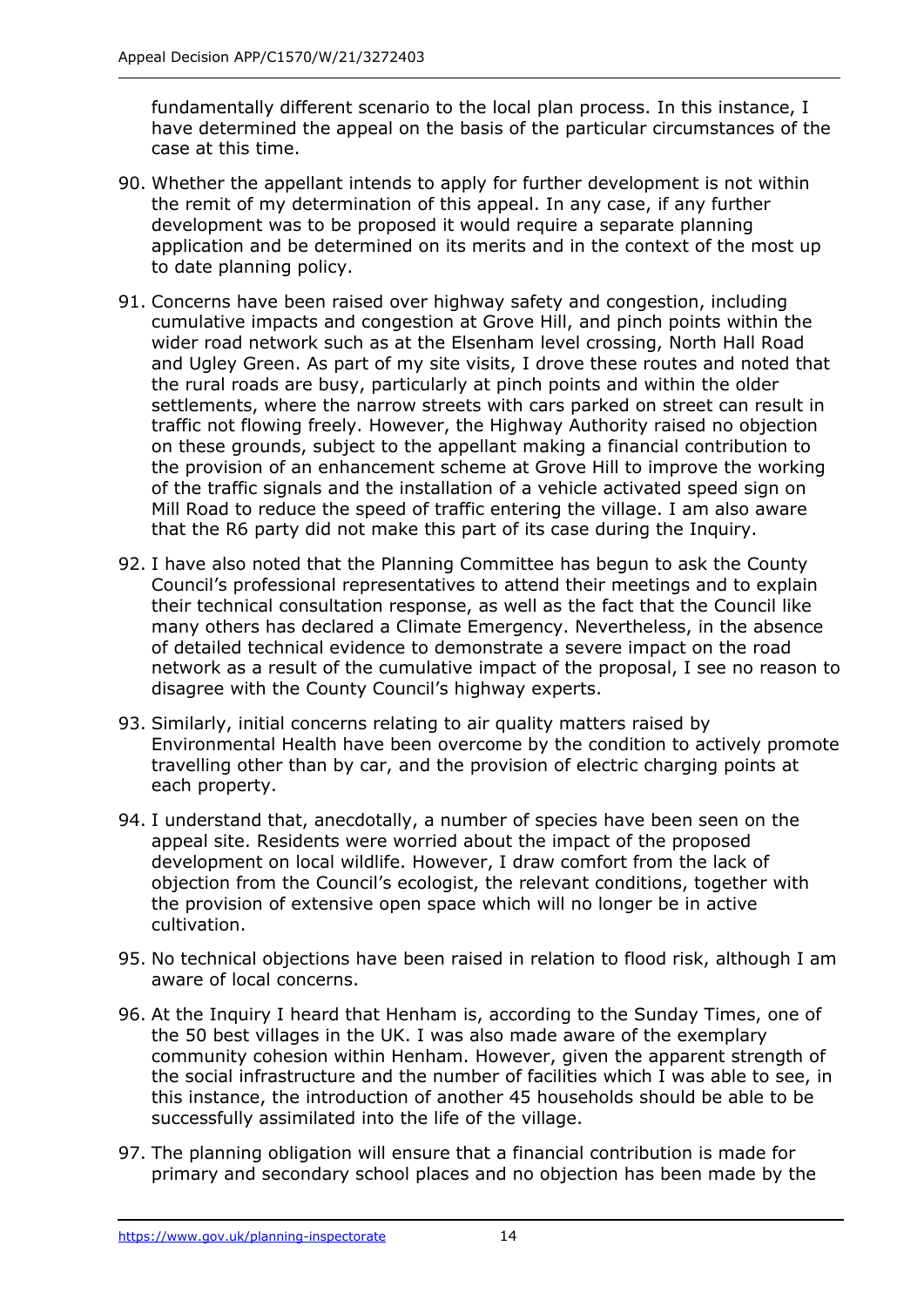fundamentally different scenario to the local plan process. In this instance, I have determined the appeal on the basis of the particular circumstances of the case at this time.

90. Whether the appellant intends to apply for further development is not within the remit of my determination of this appeal. In any case, if any further development was to be proposed it would require a separate planning application and be determined on its merits and in the context of the most up to date planning policy.

91. Concerns have been raised over highway safety and congestion, including cumulative impacts and congestion at Grove Hill, and pinch points within the wider road network such as at the Elsenham level crossing, North Hall Road and Ugley Green. As part of my site visits, I drove these routes and noted that the rural roads are busy, particularly at pinch points and within the older settlements, where the narrow streets with cars parked on street can result in traffic not flowing freely. However, the Highway Authority raised no objection on these grounds, subject to the appellant making a financial contribution to the provision of an enhancement scheme at Grove Hill to improve the working of the traffic signals and the installation of a vehicle activated speed sign on Mill Road to reduce the speed of traffic entering the village. I am also aware that the R6 party did not make this part of its case during the Inquiry.

92. I have also noted that the Planning Committee has begun to ask the County Council's professional representatives to attend their meetings and to explain their technical consultation response, as well as the fact that the Council like many others has declared a Climate Emergency. Nevertheless, in the absence of detailed technical evidence to demonstrate a severe impact on the road network as a result of the cumulative impact of the proposal, I see no reason to disagree with the County Council's highway experts.

93. Similarly, initial concerns relating to air quality matters raised by Environmental Health have been overcome by the condition to actively promote travelling other than by car, and the provision of electric charging points at each property.

94. I understand that, anecdotally, a number of species have been seen on the appeal site. Residents were worried about the impact of the proposed development on local wildlife. However, I draw comfort from the lack of objection from the Council's ecologist, the relevant conditions, together with the provision of extensive open space which will no longer be in active cultivation.

95. No technical objections have been raised in relation to flood risk, although I am aware of local concerns.

96. At the Inquiry I heard that Henham is, according to the Sunday Times, one of the 50 best villages in the UK. I was also made aware of the exemplary community cohesion within Henham. However, given the apparent strength of the social infrastructure and the number of facilities which I was able to see, in this instance, the introduction of another 45 households should be able to be successfully assimilated into the life of the village.

97. The planning obligation will ensure that a financial contribution is made for primary and secondary school places and no objection has been made by the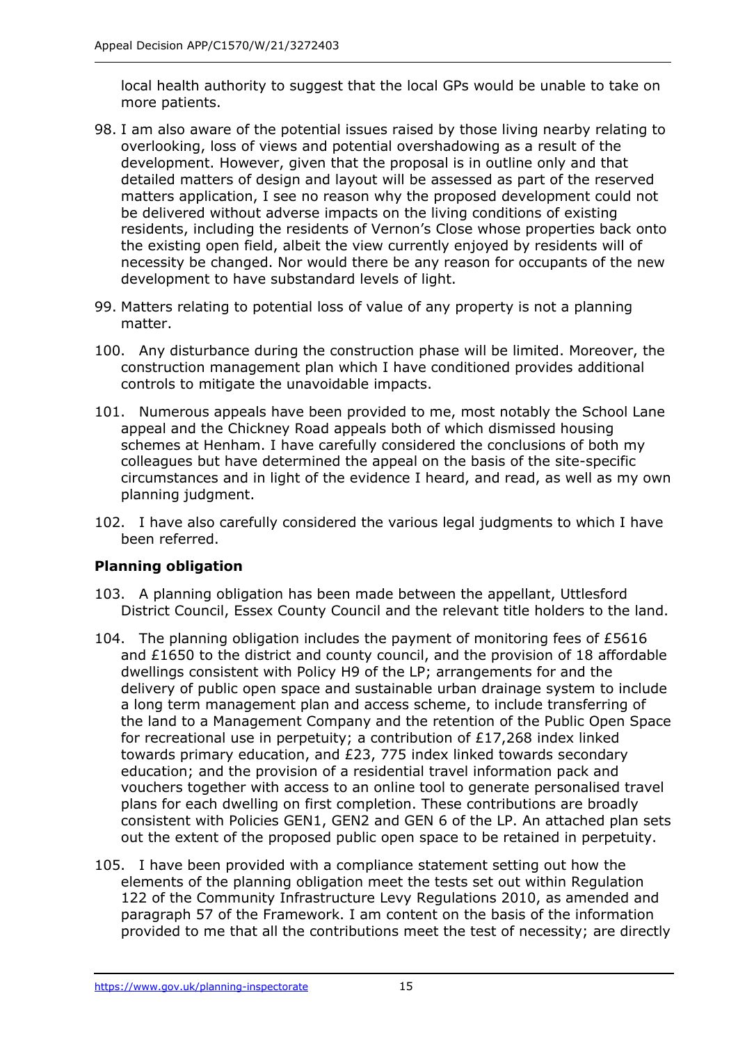local health authority to suggest that the local GPs would be unable to take on more patients.

98. I am also aware of the potential issues raised by those living nearby relating to overlooking, loss of views and potential overshadowing as a result of the development. However, given that the proposal is in outline only and that detailed matters of design and layout will be assessed as part of the reserved matters application, I see no reason why the proposed development could not be delivered without adverse impacts on the living conditions of existing residents, including the residents of Vernon's Close whose properties back onto the existing open field, albeit the view currently enjoyed by residents will of necessity be changed. Nor would there be any reason for occupants of the new development to have substandard levels of light.

99. Matters relating to potential loss of value of any property is not a planning matter.

100. Any disturbance during the construction phase will be limited. Moreover, the construction management plan which I have conditioned provides additional controls to mitigate the unavoidable impacts.

101. Numerous appeals have been provided to me, most notably the School Lane appeal and the Chickney Road appeals both of which dismissed housing schemes at Henham. I have carefully considered the conclusions of both my colleagues but have determined the appeal on the basis of the site-specific circumstances and in light of the evidence I heard, and read, as well as my own planning judgment.

102. I have also carefully considered the various legal judgments to which I have been referred.

### Planning obligation

103. A planning obligation has been made between the appellant, Uttlesford District Council, Essex County Council and the relevant title holders to the land.

104. The planning obligation includes the payment of monitoring fees of £5616 and £1650 to the district and county council, and the provision of 18 affordable dwellings consistent with Policy H9 of the LP; arrangements for and the delivery of public open space and sustainable urban drainage system to include a long term management plan and access scheme, to include transferring of the land to a Management Company and the retention of the Public Open Space for recreational use in perpetuity; a contribution of £17,268 index linked towards primary education, and £23, 775 index linked towards secondary education; and the provision of a residential travel information pack and vouchers together with access to an online tool to generate personalised travel plans for each dwelling on first completion. These contributions are broadly consistent with Policies GEN1, GEN2 and GEN 6 of the LP. An attached plan sets out the extent of the proposed public open space to be retained in perpetuity.

105. I have been provided with a compliance statement setting out how the elements of the planning obligation meet the tests set out within Regulation 122 of the Community Infrastructure Levy Regulations 2010, as amended and paragraph 57 of the Framework. I am content on the basis of the information provided to me that all the contributions meet the test of necessity; are directly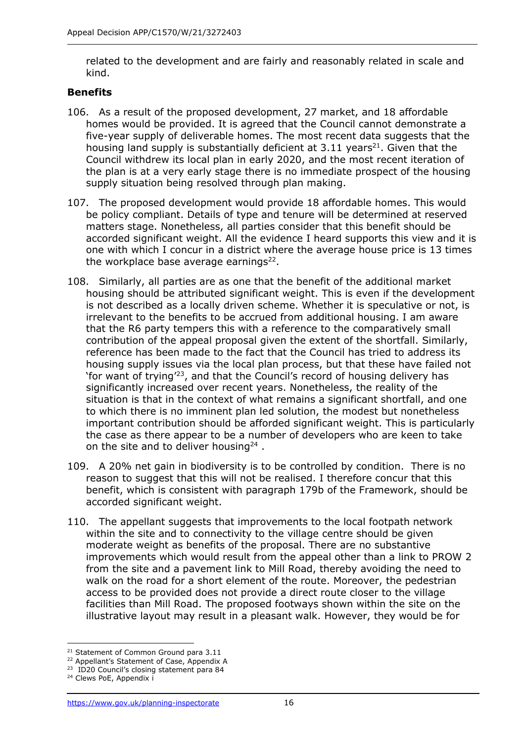related to the development and are fairly and reasonably related in scale and kind.

**Benefits**

106. As a result of the proposed development, 27 market, and 18 affordable homes would be provided. It is agreed that the Council cannot demonstrate a five-year supply of deliverable homes. The most recent data suggests that the housing land supply is substantially deficient at 3.11 years[21]. Given that the Council withdrew its local plan in early 2020, and the most recent iteration of the plan is at a very early stage there is no immediate prospect of the housing supply situation being resolved through plan making.

107. The proposed development would provide 18 affordable homes. This would be policy compliant. Details of type and tenure will be determined at reserved matters stage. Nonetheless, all parties consider that this benefit should be accorded significant weight. All the evidence I heard supports this view and it is one with which I concur in a district where the average house price is 13 times the workplace base average earnings[22].

108. Similarly, all parties are as one that the benefit of the additional market housing should be attributed significant weight. This is even if the development is not described as a locally driven scheme. Whether it is speculative or not, is irrelevant to the benefits to be accrued from additional housing. I am aware that the R6 party tempers this with a reference to the comparatively small contribution of the appeal proposal given the extent of the shortfall. Similarly, reference has been made to the fact that the Council has tried to address its housing supply issues via the local plan process, but that these have failed not 'for want of trying'[23], and that the Council's record of housing delivery has significantly increased over recent years. Nonetheless, the reality of the situation is that in the context of what remains a significant shortfall, and one to which there is no imminent plan led solution, the modest but nonetheless important contribution should be afforded significant weight. This is particularly the case as there appear to be a number of developers who are keen to take on the site and to deliver housing[24] .

109. A 20% net gain in biodiversity is to be controlled by condition. There is no reason to suggest that this will not be realised. I therefore concur that this benefit, which is consistent with paragraph 179b of the Framework, should be accorded significant weight.

110. The appellant suggests that improvements to the local footpath network within the site and to connectivity to the village centre should be given moderate weight as benefits of the proposal. There are no substantive improvements which would result from the appeal other than a link to PROW 2 from the site and a pavement link to Mill Road, thereby avoiding the need to walk on the road for a short element of the route. Moreover, the pedestrian access to be provided does not provide a direct route closer to the village facilities than Mill Road. The proposed footways shown within the site on the illustrative layout may result in a pleasant walk. However, they would be for

---

[21] Statement of Common Ground para 3.11

[22] Appellant's Statement of Case, Appendix A

[23] ID20 Council's closing statement para 84

[24] Clews PoE, Appendix i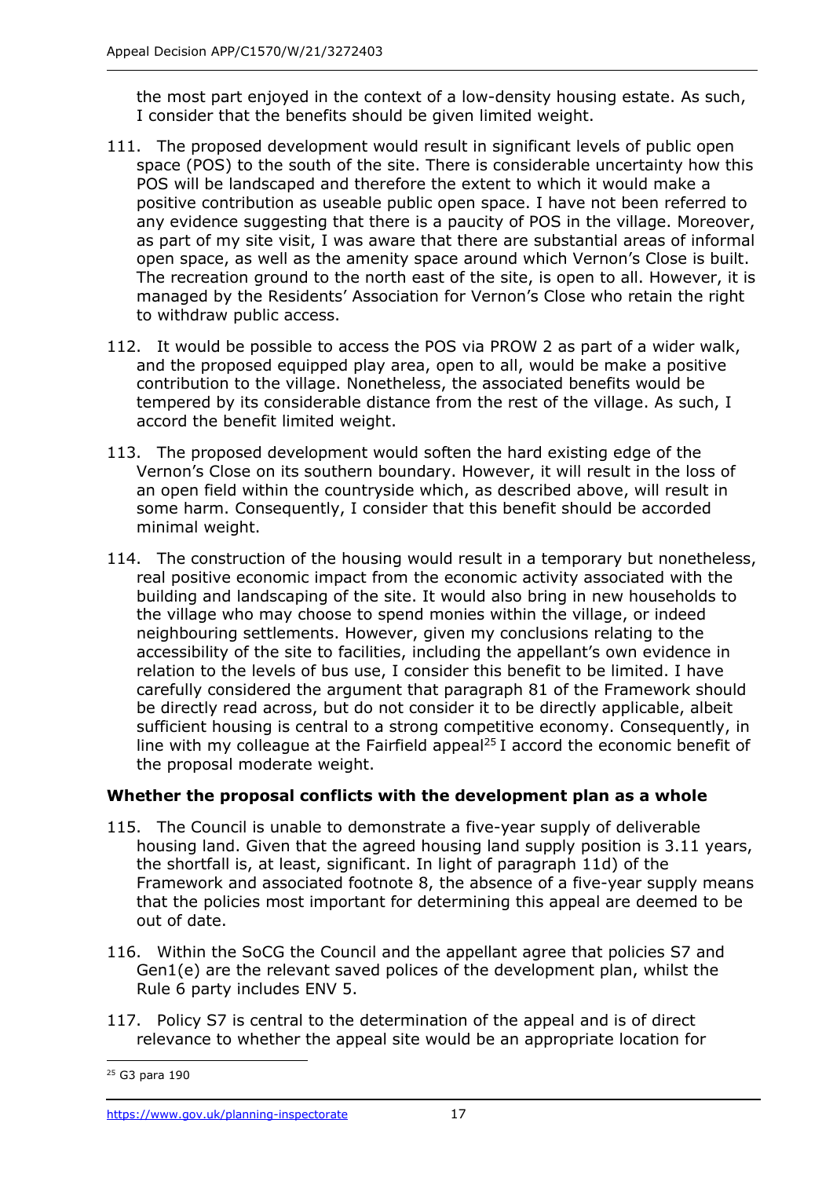the most part enjoyed in the context of a low-density housing estate. As such, I consider that the benefits should be given limited weight.

111. The proposed development would result in significant levels of public open space (POS) to the south of the site. There is considerable uncertainty how this POS will be landscaped and therefore the extent to which it would make a positive contribution as useable public open space. I have not been referred to any evidence suggesting that there is a paucity of POS in the village. Moreover, as part of my site visit, I was aware that there are substantial areas of informal open space, as well as the amenity space around which Vernon's Close is built. The recreation ground to the north east of the site, is open to all. However, it is managed by the Residents' Association for Vernon's Close who retain the right to withdraw public access.

112. It would be possible to access the POS via PROW 2 as part of a wider walk, and the proposed equipped play area, open to all, would be make a positive contribution to the village. Nonetheless, the associated benefits would be tempered by its considerable distance from the rest of the village. As such, I accord the benefit limited weight.

113. The proposed development would soften the hard existing edge of the Vernon's Close on its southern boundary. However, it will result in the loss of an open field within the countryside which, as described above, will result in some harm. Consequently, I consider that this benefit should be accorded minimal weight.

114. The construction of the housing would result in a temporary but nonetheless, real positive economic impact from the economic activity associated with the building and landscaping of the site. It would also bring in new households to the village who may choose to spend monies within the village, or indeed neighbouring settlements. However, given my conclusions relating to the accessibility of the site to facilities, including the appellant's own evidence in relation to the levels of bus use, I consider this benefit to be limited. I have carefully considered the argument that paragraph 81 of the Framework should be directly read across, but do not consider it to be directly applicable, albeit sufficient housing is central to a strong competitive economy. Consequently, in line with my colleague at the Fairfield appeal[25] I accord the economic benefit of the proposal moderate weight.

### Whether the proposal conflicts with the development plan as a whole

115. The Council is unable to demonstrate a five-year supply of deliverable housing land. Given that the agreed housing land supply position is 3.11 years, the shortfall is, at least, significant. In light of paragraph 11d) of the Framework and associated footnote 8, the absence of a five-year supply means that the policies most important for determining this appeal are deemed to be out of date.

116. Within the SoCG the Council and the appellant agree that policies S7 and Gen1(e) are the relevant saved polices of the development plan, whilst the Rule 6 party includes ENV 5.

117. Policy S7 is central to the determination of the appeal and is of direct relevance to whether the appeal site would be an appropriate location for

---

[25] G3 para 190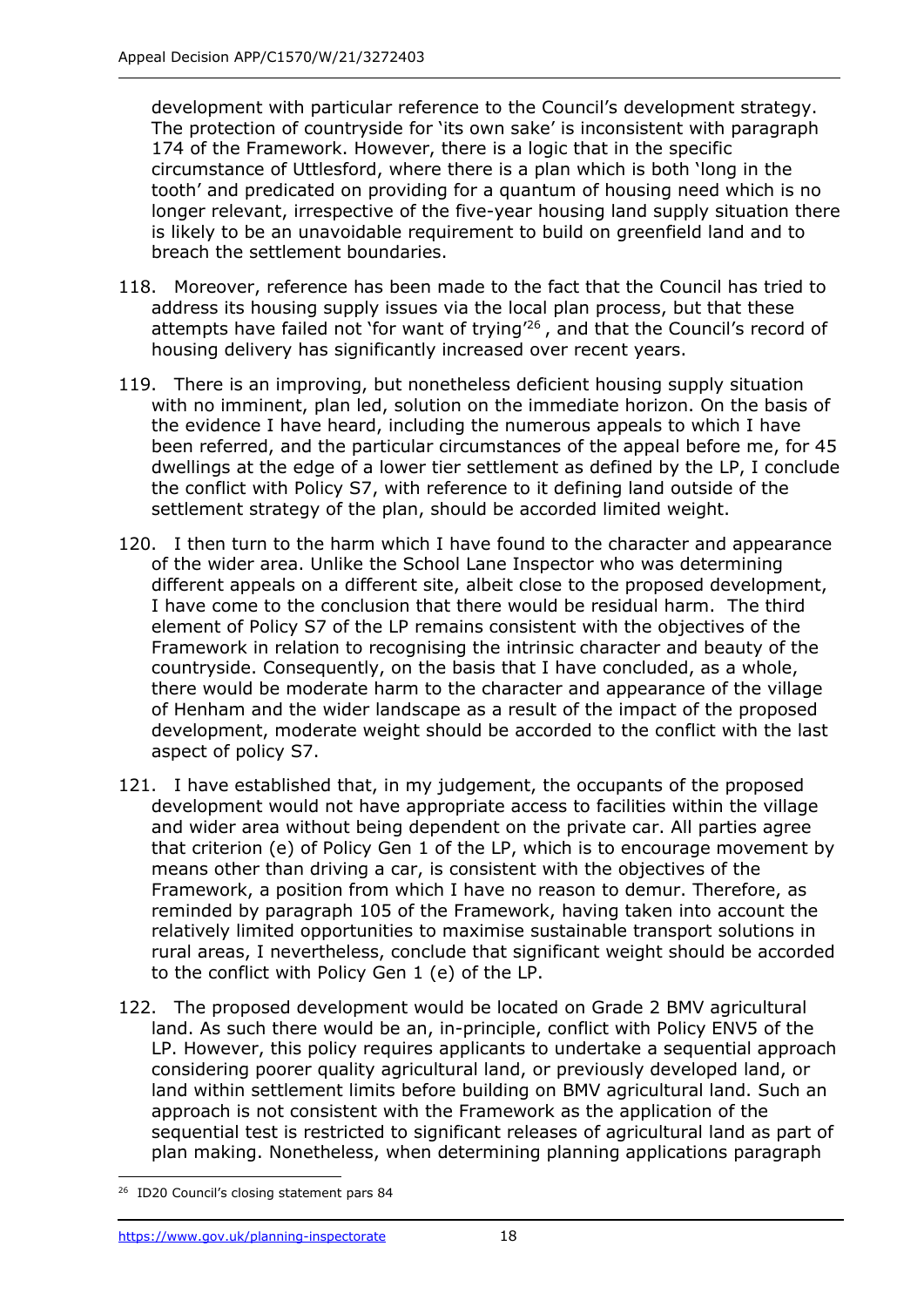development with particular reference to the Council's development strategy. The protection of countryside for 'its own sake' is inconsistent with paragraph 174 of the Framework. However, there is a logic that in the specific circumstance of Uttlesford, where there is a plan which is both 'long in the tooth' and predicated on providing for a quantum of housing need which is no longer relevant, irrespective of the five-year housing land supply situation there is likely to be an unavoidable requirement to build on greenfield land and to breach the settlement boundaries.

118. Moreover, reference has been made to the fact that the Council has tried to address its housing supply issues via the local plan process, but that these attempts have failed not 'for want of trying'[26], and that the Council's record of housing delivery has significantly increased over recent years.

119. There is an improving, but nonetheless deficient housing supply situation with no imminent, plan led, solution on the immediate horizon. On the basis of the evidence I have heard, including the numerous appeals to which I have been referred, and the particular circumstances of the appeal before me, for 45 dwellings at the edge of a lower tier settlement as defined by the LP, I conclude the conflict with Policy S7, with reference to it defining land outside of the settlement strategy of the plan, should be accorded limited weight.

120. I then turn to the harm which I have found to the character and appearance of the wider area. Unlike the School Lane Inspector who was determining different appeals on a different site, albeit close to the proposed development, I have come to the conclusion that there would be residual harm. The third element of Policy S7 of the LP remains consistent with the objectives of the Framework in relation to recognising the intrinsic character and beauty of the countryside. Consequently, on the basis that I have concluded, as a whole, there would be moderate harm to the character and appearance of the village of Henham and the wider landscape as a result of the impact of the proposed development, moderate weight should be accorded to the conflict with the last aspect of policy S7.

121. I have established that, in my judgement, the occupants of the proposed development would not have appropriate access to facilities within the village and wider area without being dependent on the private car. All parties agree that criterion (e) of Policy Gen 1 of the LP, which is to encourage movement by means other than driving a car, is consistent with the objectives of the Framework, a position from which I have no reason to demur. Therefore, as reminded by paragraph 105 of the Framework, having taken into account the relatively limited opportunities to maximise sustainable transport solutions in rural areas, I nevertheless, conclude that significant weight should be accorded to the conflict with Policy Gen 1 (e) of the LP.

122. The proposed development would be located on Grade 2 BMV agricultural land. As such there would be an, in-principle, conflict with Policy ENV5 of the LP. However, this policy requires applicants to undertake a sequential approach considering poorer quality agricultural land, or previously developed land, or land within settlement limits before building on BMV agricultural land. Such an approach is not consistent with the Framework as the application of the sequential test is restricted to significant releases of agricultural land as part of plan making. Nonetheless, when determining planning applications paragraph

---

[26] ID20 Council's closing statement pars 84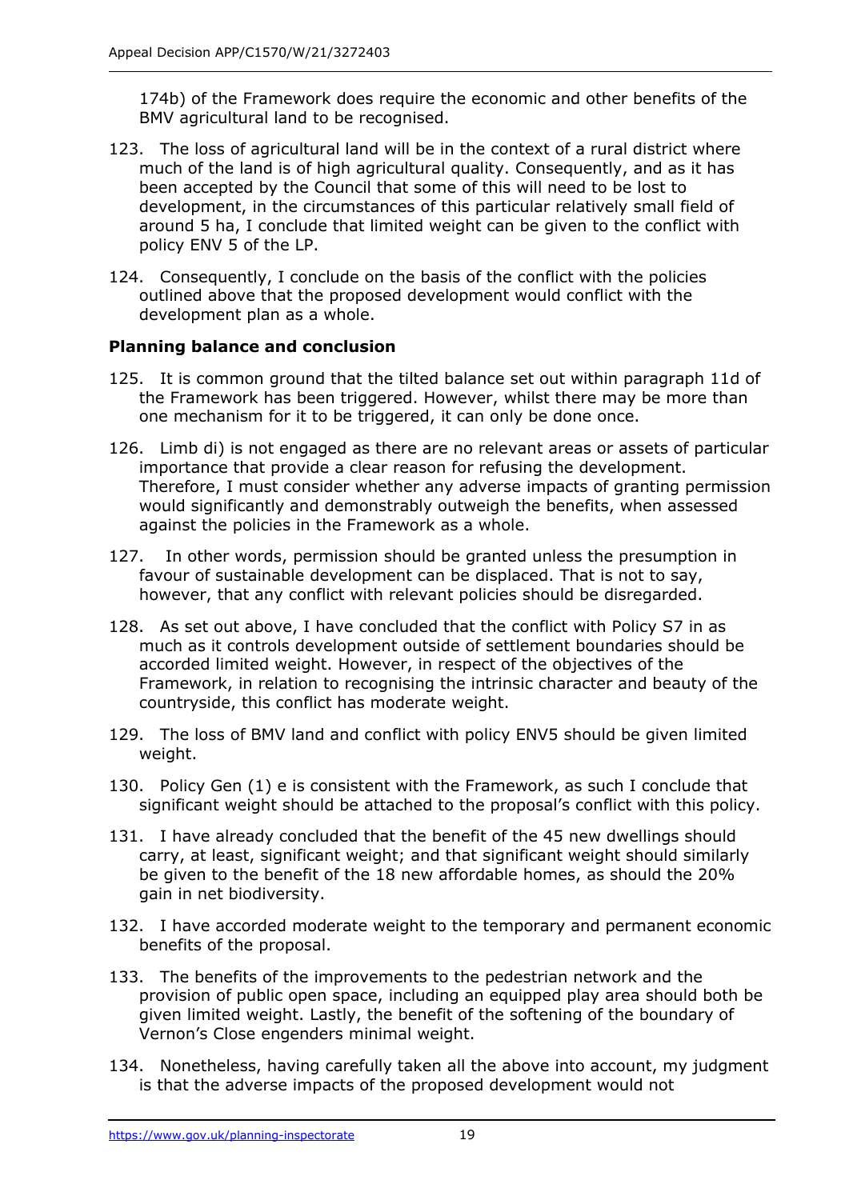174b) of the Framework does require the economic and other benefits of the BMV agricultural land to be recognised.

123. The loss of agricultural land will be in the context of a rural district where much of the land is of high agricultural quality. Consequently, and as it has been accepted by the Council that some of this will need to be lost to development, in the circumstances of this particular relatively small field of around 5 ha, I conclude that limited weight can be given to the conflict with policy ENV 5 of the LP.

124. Consequently, I conclude on the basis of the conflict with the policies outlined above that the proposed development would conflict with the development plan as a whole.

### Planning balance and conclusion

125. It is common ground that the tilted balance set out within paragraph 11d of the Framework has been triggered. However, whilst there may be more than one mechanism for it to be triggered, it can only be done once.

126. Limb di) is not engaged as there are no relevant areas or assets of particular importance that provide a clear reason for refusing the development. Therefore, I must consider whether any adverse impacts of granting permission would significantly and demonstrably outweigh the benefits, when assessed against the policies in the Framework as a whole.

127. In other words, permission should be granted unless the presumption in favour of sustainable development can be displaced. That is not to say, however, that any conflict with relevant policies should be disregarded.

128. As set out above, I have concluded that the conflict with Policy S7 in as much as it controls development outside of settlement boundaries should be accorded limited weight. However, in respect of the objectives of the Framework, in relation to recognising the intrinsic character and beauty of the countryside, this conflict has moderate weight.

129. The loss of BMV land and conflict with policy ENV5 should be given limited weight.

130. Policy Gen (1) e is consistent with the Framework, as such I conclude that significant weight should be attached to the proposal's conflict with this policy.

131. I have already concluded that the benefit of the 45 new dwellings should carry, at least, significant weight; and that significant weight should similarly be given to the benefit of the 18 new affordable homes, as should the 20% gain in net biodiversity.

132. I have accorded moderate weight to the temporary and permanent economic benefits of the proposal.

133. The benefits of the improvements to the pedestrian network and the provision of public open space, including an equipped play area should both be given limited weight. Lastly, the benefit of the softening of the boundary of Vernon's Close engenders minimal weight.

134. Nonetheless, having carefully taken all the above into account, my judgment is that the adverse impacts of the proposed development would not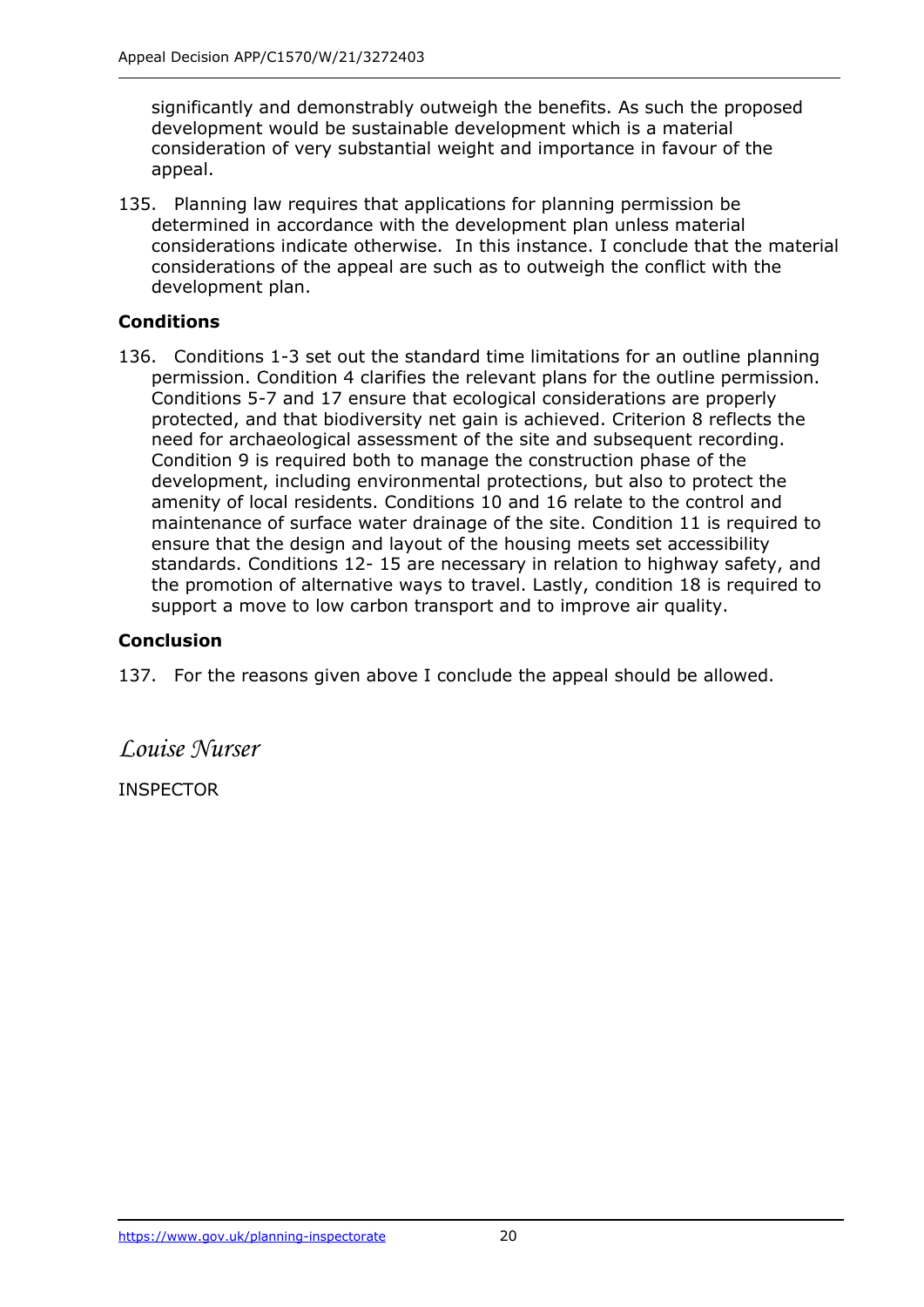significantly and demonstrably outweigh the benefits. As such the proposed development would be sustainable development which is a material consideration of very substantial weight and importance in favour of the appeal.

135. Planning law requires that applications for planning permission be determined in accordance with the development plan unless material considerations indicate otherwise. In this instance. I conclude that the material considerations of the appeal are such as to outweigh the conflict with the development plan.

**Conditions**

136. Conditions 1-3 set out the standard time limitations for an outline planning permission. Condition 4 clarifies the relevant plans for the outline permission. Conditions 5-7 and 17 ensure that ecological considerations are properly protected, and that biodiversity net gain is achieved. Criterion 8 reflects the need for archaeological assessment of the site and subsequent recording. Condition 9 is required both to manage the construction phase of the development, including environmental protections, but also to protect the amenity of local residents. Conditions 10 and 16 relate to the control and maintenance of surface water drainage of the site. Condition 11 is required to ensure that the design and layout of the housing meets set accessibility standards. Conditions 12- 15 are necessary in relation to highway safety, and the promotion of alternative ways to travel. Lastly, condition 18 is required to support a move to low carbon transport and to improve air quality.

**Conclusion**

137. For the reasons given above I conclude the appeal should be allowed.

*Louise Nurser*

INSPECTOR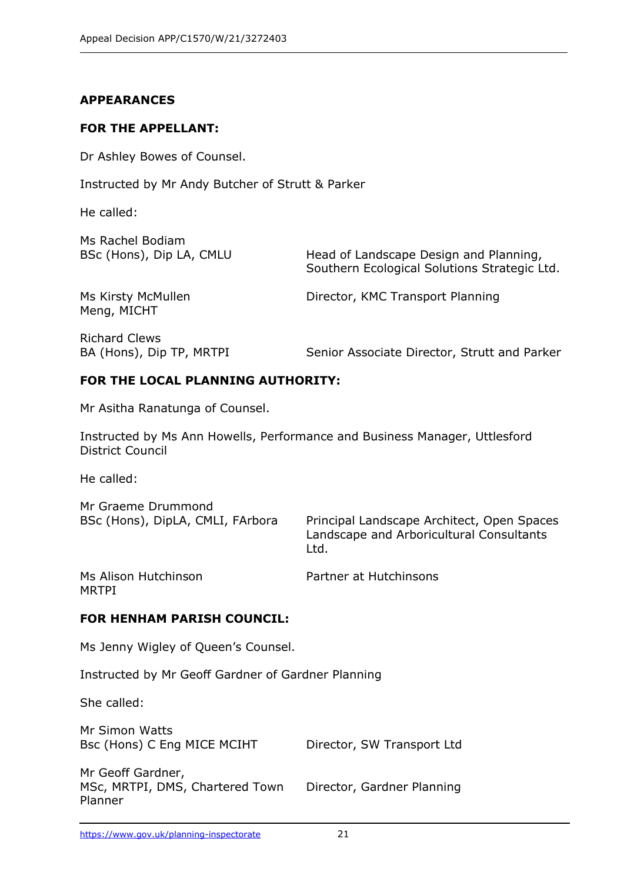## APPEARANCES

### FOR THE APPELLANT:

Dr Ashley Bowes of Counsel.

Instructed by Mr Andy Butcher of Strutt & Parker

He called:

| | |
|---|---|
| Ms Rachel Bodiam<br>BSc (Hons), Dip LA, CMLU | Head of Landscape Design and Planning, Southern Ecological Solutions Strategic Ltd. |
| Ms Kirsty McMullen<br>Meng, MICHT | Director, KMC Transport Planning |
| Richard Clews<br>BA (Hons), Dip TP, MRTPI | Senior Associate Director, Strutt and Parker |

### FOR THE LOCAL PLANNING AUTHORITY:

Mr Asitha Ranatunga of Counsel.

Instructed by Ms Ann Howells, Performance and Business Manager, Uttlesford District Council

He called:

| | |
|---|---|
| Mr Graeme Drummond<br>BSc (Hons), DipLA, CMLI, FArbora | Principal Landscape Architect, Open Spaces Landscape and Arboricultural Consultants Ltd. |
| Ms Alison Hutchinson<br>MRTPI | Partner at Hutchinsons |

### FOR HENHAM PARISH COUNCIL:

Ms Jenny Wigley of Queen's Counsel.

Instructed by Mr Geoff Gardner of Gardner Planning

She called:

| | |
|---|---|
| Mr Simon Watts<br>Bsc (Hons) C Eng MICE MCIHT | Director, SW Transport Ltd |
| Mr Geoff Gardner,<br>MSc, MRTPI, DMS, Chartered Town Planner | Director, Gardner Planning |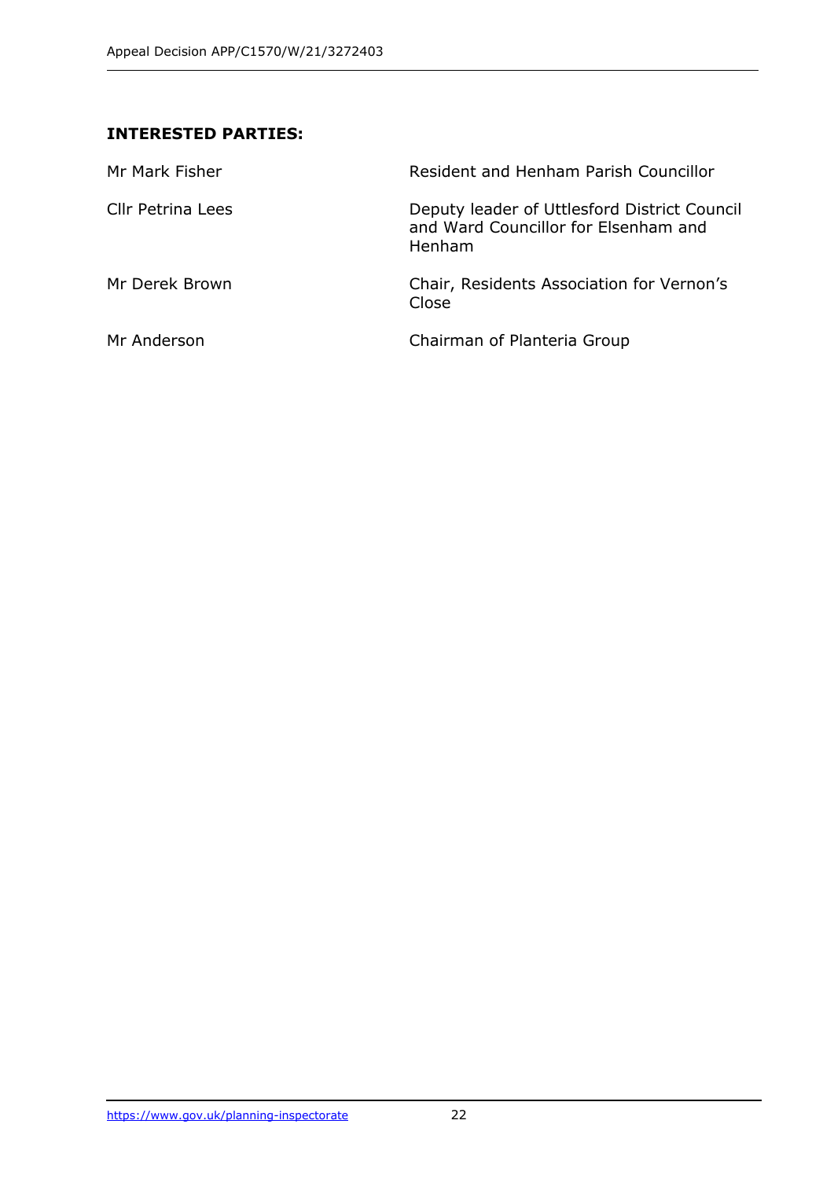**INTERESTED PARTIES:**

| | |
|---|---|
| Mr Mark Fisher | Resident and Henham Parish Councillor |
| Cllr Petrina Lees | Deputy leader of Uttlesford District Council and Ward Councillor for Elsenham and Henham |
| Mr Derek Brown | Chair, Residents Association for Vernon's Close |
| Mr Anderson | Chairman of Planteria Group |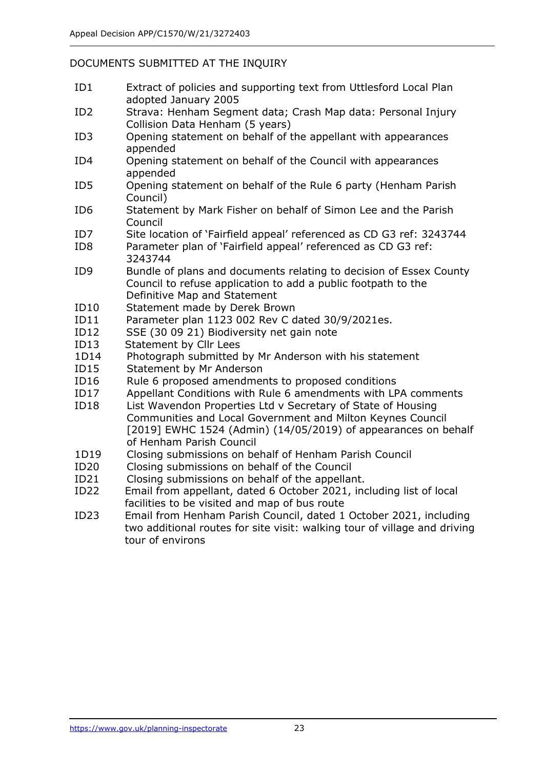DOCUMENTS SUBMITTED AT THE INQUIRY

| | |
|---|---|
| ID1 | Extract of policies and supporting text from Uttlesford Local Plan adopted January 2005 |
| ID2 | Strava: Henham Segment data; Crash Map data: Personal Injury Collision Data Henham (5 years) |
| ID3 | Opening statement on behalf of the appellant with appearances appended |
| ID4 | Opening statement on behalf of the Council with appearances appended |
| ID5 | Opening statement on behalf of the Rule 6 party (Henham Parish Council) |
| ID6 | Statement by Mark Fisher on behalf of Simon Lee and the Parish Council |
| ID7 | Site location of 'Fairfield appeal' referenced as CD G3 ref: 3243744 |
| ID8 | Parameter plan of 'Fairfield appeal' referenced as CD G3 ref: 3243744 |
| ID9 | Bundle of plans and documents relating to decision of Essex County Council to refuse application to add a public footpath to the Definitive Map and Statement |
| ID10 | Statement made by Derek Brown |
| ID11 | Parameter plan 1123 002 Rev C dated 30/9/2021es. |
| ID12 | SSE (30 09 21) Biodiversity net gain note |
| ID13 | Statement by Cllr Lees |
| 1D14 | Photograph submitted by Mr Anderson with his statement |
| ID15 | Statement by Mr Anderson |
| ID16 | Rule 6 proposed amendments to proposed conditions |
| ID17 | Appellant Conditions with Rule 6 amendments with LPA comments |
| ID18 | List Wavendon Properties Ltd v Secretary of State of Housing Communities and Local Government and Milton Keynes Council [2019] EWHC 1524 (Admin) (14/05/2019) of appearances on behalf of Henham Parish Council |
| 1D19 | Closing submissions on behalf of Henham Parish Council |
| ID20 | Closing submissions on behalf of the Council |
| ID21 | Closing submissions on behalf of the appellant. |
| ID22 | Email from appellant, dated 6 October 2021, including list of local facilities to be visited and map of bus route |
| ID23 | Email from Henham Parish Council, dated 1 October 2021, including two additional routes for site visit: walking tour of village and driving tour of environs |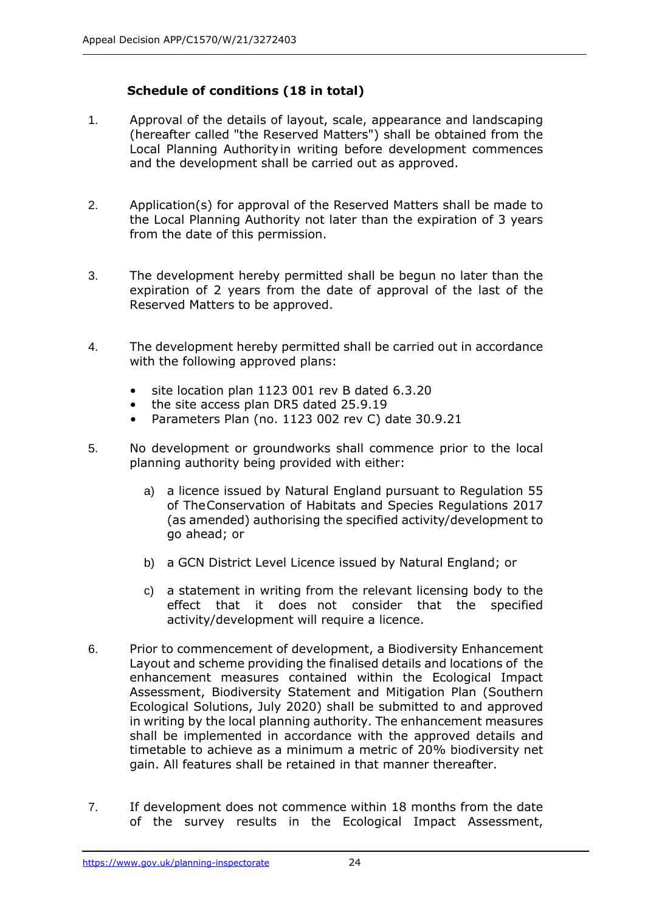### Schedule of conditions (18 in total)

1. Approval of the details of layout, scale, appearance and landscaping (hereafter called "the Reserved Matters") shall be obtained from the Local Planning Authority in writing before development commences and the development shall be carried out as approved.

2. Application(s) for approval of the Reserved Matters shall be made to the Local Planning Authority not later than the expiration of 3 years from the date of this permission.

3. The development hereby permitted shall be begun no later than the expiration of 2 years from the date of approval of the last of the Reserved Matters to be approved.

4. The development hereby permitted shall be carried out in accordance with the following approved plans:
   - site location plan 1123 001 rev B dated 6.3.20
   - the site access plan DR5 dated 25.9.19
   - Parameters Plan (no. 1123 002 rev C) date 30.9.21

5. No development or groundworks shall commence prior to the local planning authority being provided with either:
   a) a licence issued by Natural England pursuant to Regulation 55 of The Conservation of Habitats and Species Regulations 2017 (as amended) authorising the specified activity/development to go ahead; or
   b) a GCN District Level Licence issued by Natural England; or
   c) a statement in writing from the relevant licensing body to the effect that it does not consider that the specified activity/development will require a licence.

6. Prior to commencement of development, a Biodiversity Enhancement Layout and scheme providing the finalised details and locations of the enhancement measures contained within the Ecological Impact Assessment, Biodiversity Statement and Mitigation Plan (Southern Ecological Solutions, July 2020) shall be submitted to and approved in writing by the local planning authority. The enhancement measures shall be implemented in accordance with the approved details and timetable to achieve as a minimum a metric of 20% biodiversity net gain. All features shall be retained in that manner thereafter.

7. If development does not commence within 18 months from the date of the survey results in the Ecological Impact Assessment,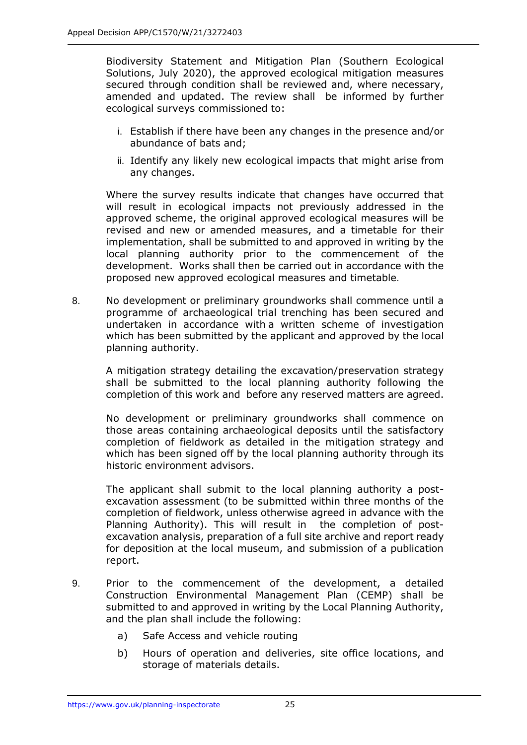Biodiversity Statement and Mitigation Plan (Southern Ecological Solutions, July 2020), the approved ecological mitigation measures secured through condition shall be reviewed and, where necessary, amended and updated. The review shall be informed by further ecological surveys commissioned to:

i. Establish if there have been any changes in the presence and/or abundance of bats and;

ii. Identify any likely new ecological impacts that might arise from any changes.

Where the survey results indicate that changes have occurred that will result in ecological impacts not previously addressed in the approved scheme, the original approved ecological measures will be revised and new or amended measures, and a timetable for their implementation, shall be submitted to and approved in writing by the local planning authority prior to the commencement of the development. Works shall then be carried out in accordance with the proposed new approved ecological measures and timetable.

8. No development or preliminary groundworks shall commence until a programme of archaeological trial trenching has been secured and undertaken in accordance with a written scheme of investigation which has been submitted by the applicant and approved by the local planning authority.

   A mitigation strategy detailing the excavation/preservation strategy shall be submitted to the local planning authority following the completion of this work and before any reserved matters are agreed.

   No development or preliminary groundworks shall commence on those areas containing archaeological deposits until the satisfactory completion of fieldwork as detailed in the mitigation strategy and which has been signed off by the local planning authority through its historic environment advisors.

   The applicant shall submit to the local planning authority a post-excavation assessment (to be submitted within three months of the completion of fieldwork, unless otherwise agreed in advance with the Planning Authority). This will result in the completion of post-excavation analysis, preparation of a full site archive and report ready for deposition at the local museum, and submission of a publication report.

9. Prior to the commencement of the development, a detailed Construction Environmental Management Plan (CEMP) shall be submitted to and approved in writing by the Local Planning Authority, and the plan shall include the following:

   a) Safe Access and vehicle routing

   b) Hours of operation and deliveries, site office locations, and storage of materials details.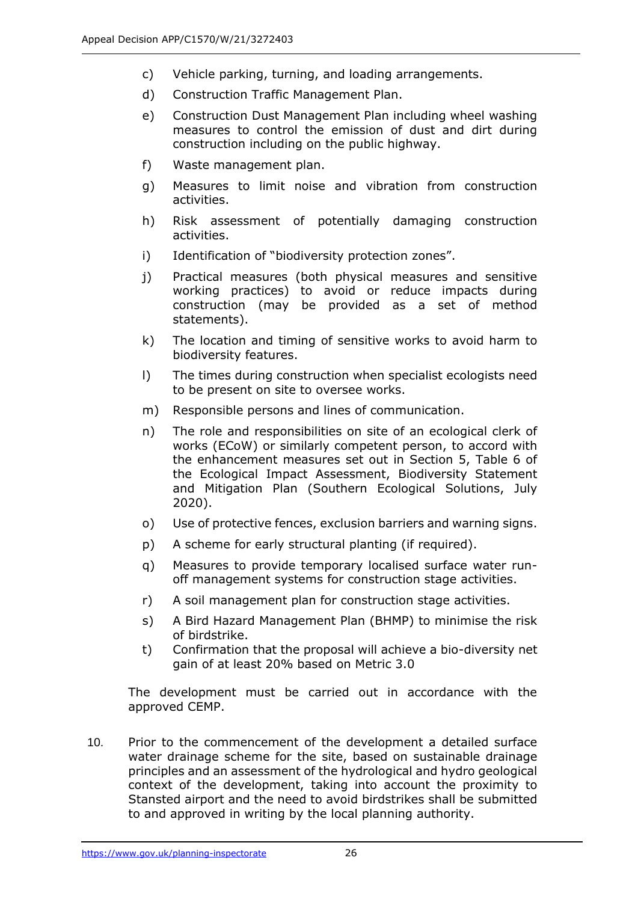c) Vehicle parking, turning, and loading arrangements.

d) Construction Traffic Management Plan.

e) Construction Dust Management Plan including wheel washing measures to control the emission of dust and dirt during construction including on the public highway.

f) Waste management plan.

g) Measures to limit noise and vibration from construction activities.

h) Risk assessment of potentially damaging construction activities.

i) Identification of "biodiversity protection zones".

j) Practical measures (both physical measures and sensitive working practices) to avoid or reduce impacts during construction (may be provided as a set of method statements).

k) The location and timing of sensitive works to avoid harm to biodiversity features.

l) The times during construction when specialist ecologists need to be present on site to oversee works.

m) Responsible persons and lines of communication.

n) The role and responsibilities on site of an ecological clerk of works (ECoW) or similarly competent person, to accord with the enhancement measures set out in Section 5, Table 6 of the Ecological Impact Assessment, Biodiversity Statement and Mitigation Plan (Southern Ecological Solutions, July 2020).

o) Use of protective fences, exclusion barriers and warning signs.

p) A scheme for early structural planting (if required).

q) Measures to provide temporary localised surface water run-off management systems for construction stage activities.

r) A soil management plan for construction stage activities.

s) A Bird Hazard Management Plan (BHMP) to minimise the risk of birdstrike.

t) Confirmation that the proposal will achieve a bio-diversity net gain of at least 20% based on Metric 3.0

The development must be carried out in accordance with the approved CEMP.

10. Prior to the commencement of the development a detailed surface water drainage scheme for the site, based on sustainable drainage principles and an assessment of the hydrological and hydro geological context of the development, taking into account the proximity to Stansted airport and the need to avoid birdstrikes shall be submitted to and approved in writing by the local planning authority.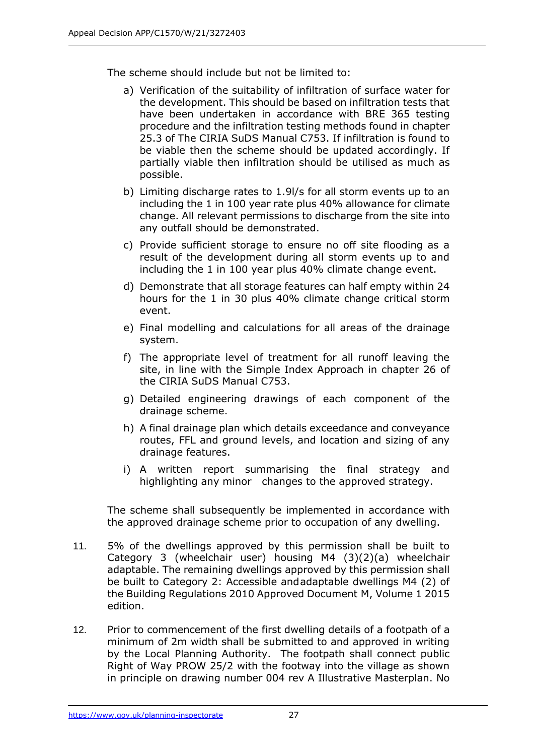The scheme should include but not be limited to:

a) Verification of the suitability of infiltration of surface water for the development. This should be based on infiltration tests that have been undertaken in accordance with BRE 365 testing procedure and the infiltration testing methods found in chapter 25.3 of The CIRIA SuDS Manual C753. If infiltration is found to be viable then the scheme should be updated accordingly. If partially viable then infiltration should be utilised as much as possible.

b) Limiting discharge rates to 1.9l/s for all storm events up to an including the 1 in 100 year rate plus 40% allowance for climate change. All relevant permissions to discharge from the site into any outfall should be demonstrated.

c) Provide sufficient storage to ensure no off site flooding as a result of the development during all storm events up to and including the 1 in 100 year plus 40% climate change event.

d) Demonstrate that all storage features can half empty within 24 hours for the 1 in 30 plus 40% climate change critical storm event.

e) Final modelling and calculations for all areas of the drainage system.

f) The appropriate level of treatment for all runoff leaving the site, in line with the Simple Index Approach in chapter 26 of the CIRIA SuDS Manual C753.

g) Detailed engineering drawings of each component of the drainage scheme.

h) A final drainage plan which details exceedance and conveyance routes, FFL and ground levels, and location and sizing of any drainage features.

i) A written report summarising the final strategy and highlighting any minor changes to the approved strategy.

The scheme shall subsequently be implemented in accordance with the approved drainage scheme prior to occupation of any dwelling.

11. 5% of the dwellings approved by this permission shall be built to Category 3 (wheelchair user) housing M4 (3)(2)(a) wheelchair adaptable. The remaining dwellings approved by this permission shall be built to Category 2: Accessible and adaptable dwellings M4 (2) of the Building Regulations 2010 Approved Document M, Volume 1 2015 edition.

12. Prior to commencement of the first dwelling details of a footpath of a minimum of 2m width shall be submitted to and approved in writing by the Local Planning Authority. The footpath shall connect public Right of Way PROW 25/2 with the footway into the village as shown in principle on drawing number 004 rev A Illustrative Masterplan. No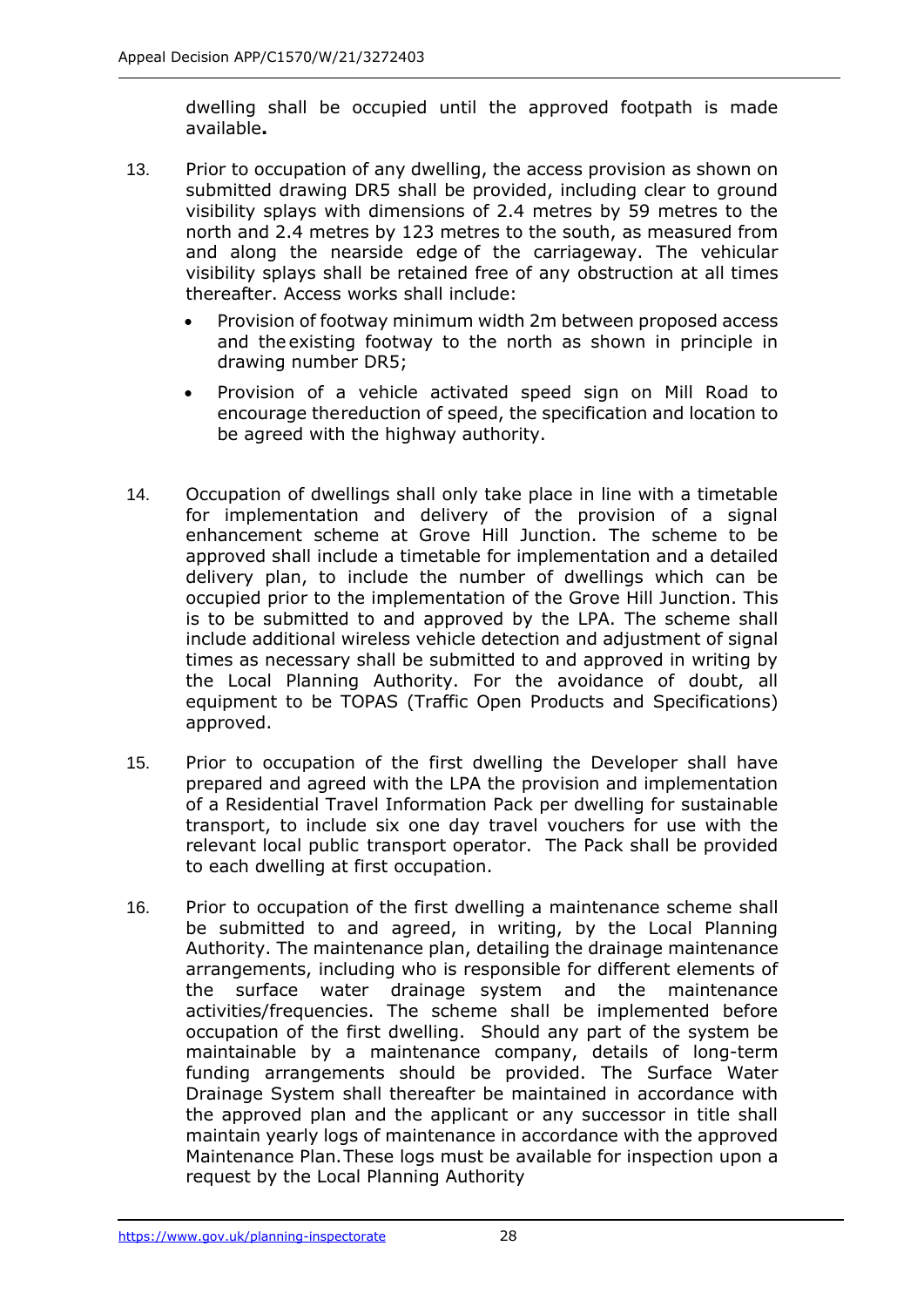dwelling shall be occupied until the approved footpath is made available**.**

13. Prior to occupation of any dwelling, the access provision as shown on submitted drawing DR5 shall be provided, including clear to ground visibility splays with dimensions of 2.4 metres by 59 metres to the north and 2.4 metres by 123 metres to the south, as measured from and along the nearside edge of the carriageway. The vehicular visibility splays shall be retained free of any obstruction at all times thereafter. Access works shall include:

    - Provision of footway minimum width 2m between proposed access and the existing footway to the north as shown in principle in drawing number DR5;
    - Provision of a vehicle activated speed sign on Mill Road to encourage the reduction of speed, the specification and location to be agreed with the highway authority.

14. Occupation of dwellings shall only take place in line with a timetable for implementation and delivery of the provision of a signal enhancement scheme at Grove Hill Junction. The scheme to be approved shall include a timetable for implementation and a detailed delivery plan, to include the number of dwellings which can be occupied prior to the implementation of the Grove Hill Junction. This is to be submitted to and approved by the LPA. The scheme shall include additional wireless vehicle detection and adjustment of signal times as necessary shall be submitted to and approved in writing by the Local Planning Authority. For the avoidance of doubt, all equipment to be TOPAS (Traffic Open Products and Specifications) approved.

15. Prior to occupation of the first dwelling the Developer shall have prepared and agreed with the LPA the provision and implementation of a Residential Travel Information Pack per dwelling for sustainable transport, to include six one day travel vouchers for use with the relevant local public transport operator. The Pack shall be provided to each dwelling at first occupation.

16. Prior to occupation of the first dwelling a maintenance scheme shall be submitted to and agreed, in writing, by the Local Planning Authority. The maintenance plan, detailing the drainage maintenance arrangements, including who is responsible for different elements of the surface water drainage system and the maintenance activities/frequencies. The scheme shall be implemented before occupation of the first dwelling. Should any part of the system be maintainable by a maintenance company, details of long-term funding arrangements should be provided. The Surface Water Drainage System shall thereafter be maintained in accordance with the approved plan and the applicant or any successor in title shall maintain yearly logs of maintenance in accordance with the approved Maintenance Plan. These logs must be available for inspection upon a request by the Local Planning Authority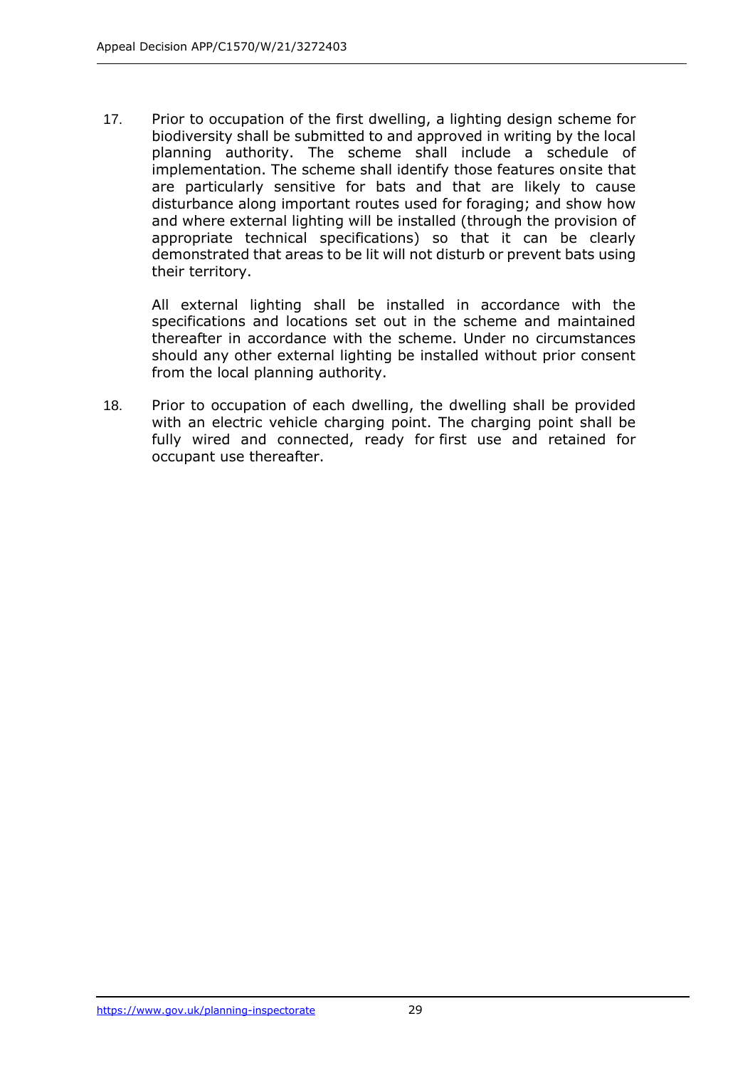17. Prior to occupation of the first dwelling, a lighting design scheme for biodiversity shall be submitted to and approved in writing by the local planning authority. The scheme shall include a schedule of implementation. The scheme shall identify those features onsite that are particularly sensitive for bats and that are likely to cause disturbance along important routes used for foraging; and show how and where external lighting will be installed (through the provision of appropriate technical specifications) so that it can be clearly demonstrated that areas to be lit will not disturb or prevent bats using their territory.

    All external lighting shall be installed in accordance with the specifications and locations set out in the scheme and maintained thereafter in accordance with the scheme. Under no circumstances should any other external lighting be installed without prior consent from the local planning authority.

18. Prior to occupation of each dwelling, the dwelling shall be provided with an electric vehicle charging point. The charging point shall be fully wired and connected, ready for first use and retained for occupant use thereafter.